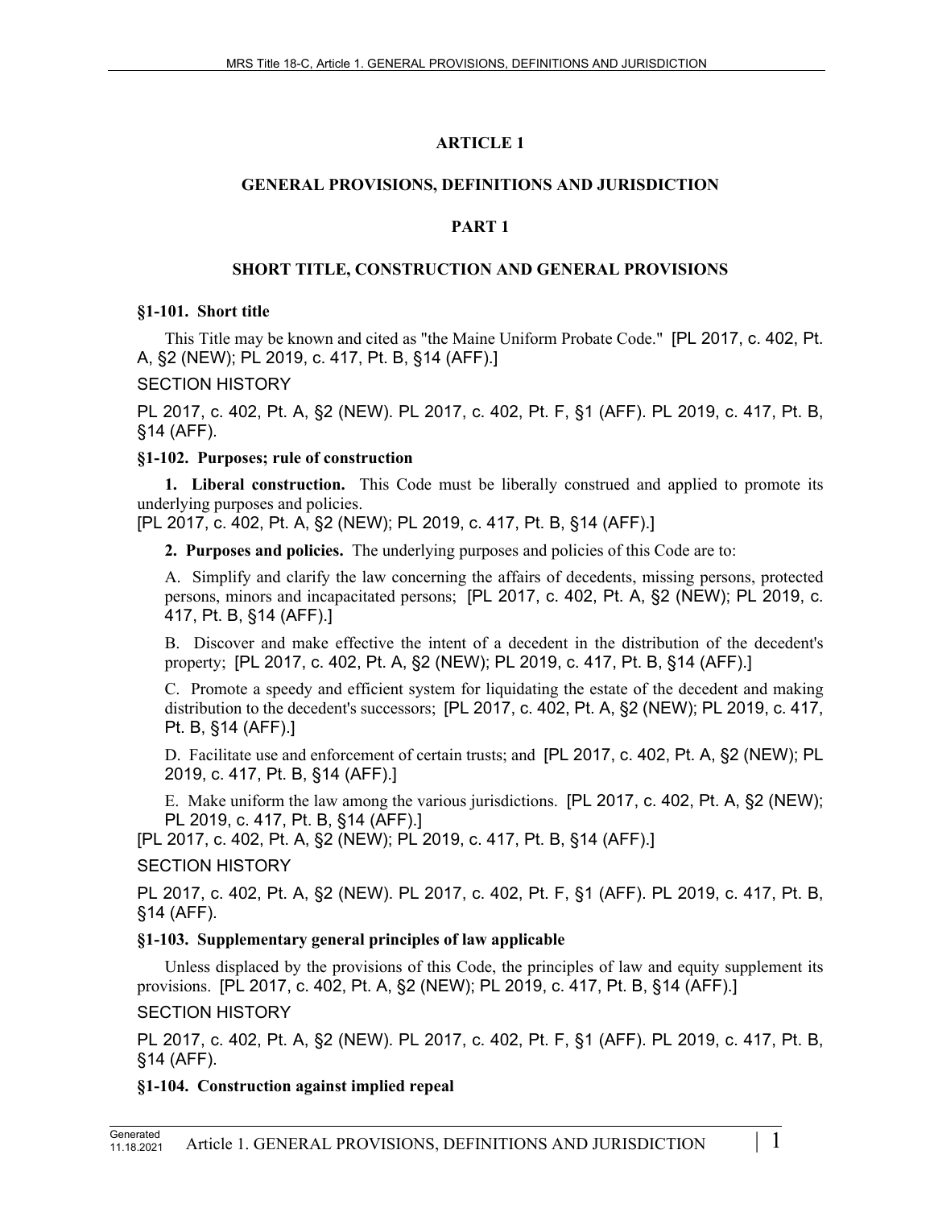# ARTICLE 1

# GENERAL PROVISIONS, DEFINITIONS AND JURISDICTION

## PART 1

## SHORT TITLE, CONSTRUCTION AND GENERAL PROVISIONS

### §1-101. Short title

This Title may be known and cited as "the Maine Uniform Probate Code." [PL 2017, c. 402, Pt. A, §2 (NEW); PL 2019, c. 417, Pt. B, §14 (AFF).]

SECTION HISTORY

PL 2017, c. 402, Pt. A, §2 (NEW). PL 2017, c. 402, Pt. F, §1 (AFF). PL 2019, c. 417, Pt. B, §14 (AFF).

### §1-102. Purposes; rule of construction

**1. Liberal construction.** This Code must be liberally construed and applied to promote its underlying purposes and policies.
[PL 2017, c. 402, Pt. A, §2 (NEW); PL 2019, c. 417, Pt. B, §14 (AFF).]

**2. Purposes and policies.** The underlying purposes and policies of this Code are to:

A. Simplify and clarify the law concerning the affairs of decedents, missing persons, protected persons, minors and incapacitated persons; [PL 2017, c. 402, Pt. A, §2 (NEW); PL 2019, c. 417, Pt. B, §14 (AFF).]

B. Discover and make effective the intent of a decedent in the distribution of the decedent's property; [PL 2017, c. 402, Pt. A, §2 (NEW); PL 2019, c. 417, Pt. B, §14 (AFF).]

C. Promote a speedy and efficient system for liquidating the estate of the decedent and making distribution to the decedent's successors; [PL 2017, c. 402, Pt. A, §2 (NEW); PL 2019, c. 417, Pt. B, §14 (AFF).]

D. Facilitate use and enforcement of certain trusts; and [PL 2017, c. 402, Pt. A, §2 (NEW); PL 2019, c. 417, Pt. B, §14 (AFF).]

E. Make uniform the law among the various jurisdictions. [PL 2017, c. 402, Pt. A, §2 (NEW); PL 2019, c. 417, Pt. B, §14 (AFF).]

[PL 2017, c. 402, Pt. A, §2 (NEW); PL 2019, c. 417, Pt. B, §14 (AFF).]

SECTION HISTORY

PL 2017, c. 402, Pt. A, §2 (NEW). PL 2017, c. 402, Pt. F, §1 (AFF). PL 2019, c. 417, Pt. B, §14 (AFF).

### §1-103. Supplementary general principles of law applicable

Unless displaced by the provisions of this Code, the principles of law and equity supplement its provisions. [PL 2017, c. 402, Pt. A, §2 (NEW); PL 2019, c. 417, Pt. B, §14 (AFF).]

SECTION HISTORY

PL 2017, c. 402, Pt. A, §2 (NEW). PL 2017, c. 402, Pt. F, §1 (AFF). PL 2019, c. 417, Pt. B, §14 (AFF).

### §1-104. Construction against implied repeal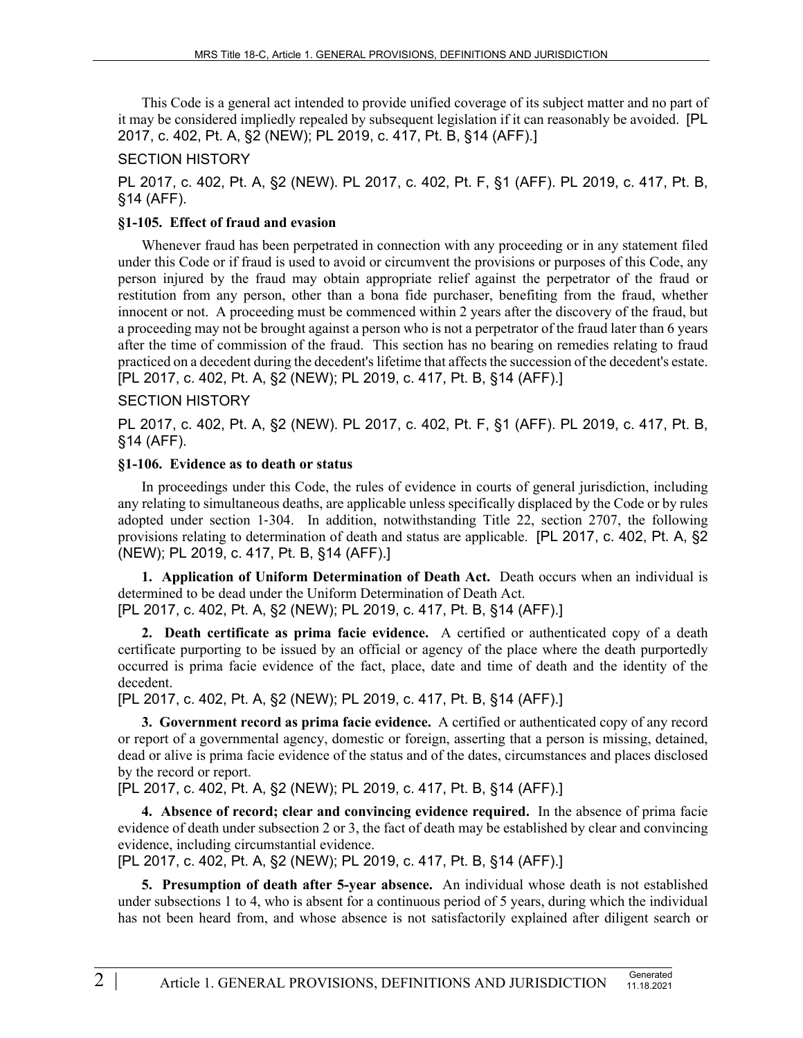This Code is a general act intended to provide unified coverage of its subject matter and no part of it may be considered impliedly repealed by subsequent legislation if it can reasonably be avoided. [PL 2017, c. 402, Pt. A, §2 (NEW); PL 2019, c. 417, Pt. B, §14 (AFF).]

SECTION HISTORY

PL 2017, c. 402, Pt. A, §2 (NEW). PL 2017, c. 402, Pt. F, §1 (AFF). PL 2019, c. 417, Pt. B, §14 (AFF).

### §1-105. Effect of fraud and evasion

Whenever fraud has been perpetrated in connection with any proceeding or in any statement filed under this Code or if fraud is used to avoid or circumvent the provisions or purposes of this Code, any person injured by the fraud may obtain appropriate relief against the perpetrator of the fraud or restitution from any person, other than a bona fide purchaser, benefiting from the fraud, whether innocent or not. A proceeding must be commenced within 2 years after the discovery of the fraud, but a proceeding may not be brought against a person who is not a perpetrator of the fraud later than 6 years after the time of commission of the fraud. This section has no bearing on remedies relating to fraud practiced on a decedent during the decedent's lifetime that affects the succession of the decedent's estate. [PL 2017, c. 402, Pt. A, §2 (NEW); PL 2019, c. 417, Pt. B, §14 (AFF).]

SECTION HISTORY

PL 2017, c. 402, Pt. A, §2 (NEW). PL 2017, c. 402, Pt. F, §1 (AFF). PL 2019, c. 417, Pt. B, §14 (AFF).

### §1-106. Evidence as to death or status

In proceedings under this Code, the rules of evidence in courts of general jurisdiction, including any relating to simultaneous deaths, are applicable unless specifically displaced by the Code or by rules adopted under section 1-304. In addition, notwithstanding Title 22, section 2707, the following provisions relating to determination of death and status are applicable. [PL 2017, c. 402, Pt. A, §2 (NEW); PL 2019, c. 417, Pt. B, §14 (AFF).]

**1. Application of Uniform Determination of Death Act.** Death occurs when an individual is determined to be dead under the Uniform Determination of Death Act.
[PL 2017, c. 402, Pt. A, §2 (NEW); PL 2019, c. 417, Pt. B, §14 (AFF).]

**2. Death certificate as prima facie evidence.** A certified or authenticated copy of a death certificate purporting to be issued by an official or agency of the place where the death purportedly occurred is prima facie evidence of the fact, place, date and time of death and the identity of the decedent.
[PL 2017, c. 402, Pt. A, §2 (NEW); PL 2019, c. 417, Pt. B, §14 (AFF).]

**3. Government record as prima facie evidence.** A certified or authenticated copy of any record or report of a governmental agency, domestic or foreign, asserting that a person is missing, detained, dead or alive is prima facie evidence of the status and of the dates, circumstances and places disclosed by the record or report.
[PL 2017, c. 402, Pt. A, §2 (NEW); PL 2019, c. 417, Pt. B, §14 (AFF).]

**4. Absence of record; clear and convincing evidence required.** In the absence of prima facie evidence of death under subsection 2 or 3, the fact of death may be established by clear and convincing evidence, including circumstantial evidence.
[PL 2017, c. 402, Pt. A, §2 (NEW); PL 2019, c. 417, Pt. B, §14 (AFF).]

**5. Presumption of death after 5-year absence.** An individual whose death is not established under subsections 1 to 4, who is absent for a continuous period of 5 years, during which the individual has not been heard from, and whose absence is not satisfactorily explained after diligent search or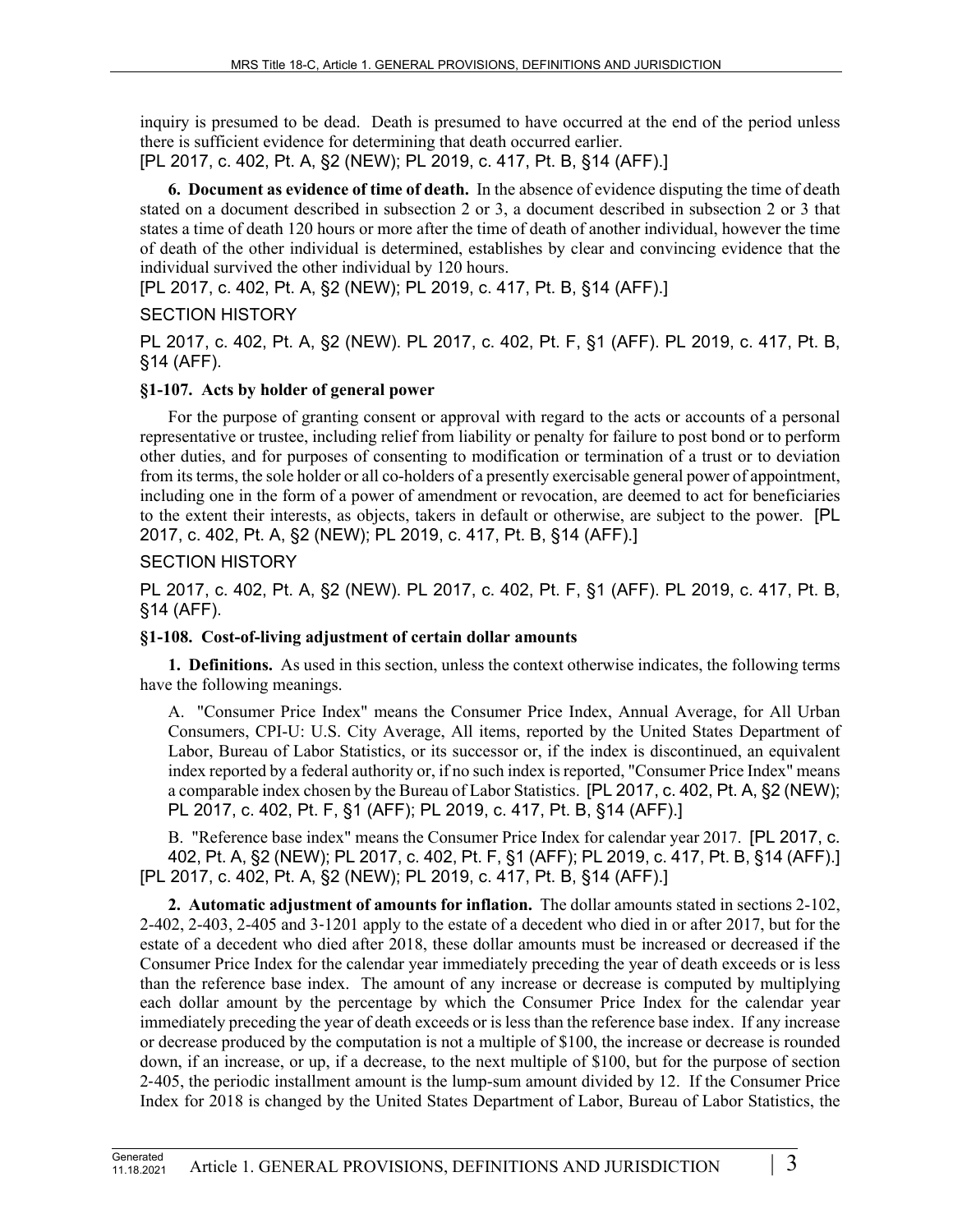inquiry is presumed to be dead. Death is presumed to have occurred at the end of the period unless there is sufficient evidence for determining that death occurred earlier.
[PL 2017, c. 402, Pt. A, §2 (NEW); PL 2019, c. 417, Pt. B, §14 (AFF).]

**6. Document as evidence of time of death.** In the absence of evidence disputing the time of death stated on a document described in subsection 2 or 3, a document described in subsection 2 or 3 that states a time of death 120 hours or more after the time of death of another individual, however the time of death of the other individual is determined, establishes by clear and convincing evidence that the individual survived the other individual by 120 hours.
[PL 2017, c. 402, Pt. A, §2 (NEW); PL 2019, c. 417, Pt. B, §14 (AFF).]

SECTION HISTORY

PL 2017, c. 402, Pt. A, §2 (NEW). PL 2017, c. 402, Pt. F, §1 (AFF). PL 2019, c. 417, Pt. B, §14 (AFF).

**§1-107. Acts by holder of general power**

For the purpose of granting consent or approval with regard to the acts or accounts of a personal representative or trustee, including relief from liability or penalty for failure to post bond or to perform other duties, and for purposes of consenting to modification or termination of a trust or to deviation from its terms, the sole holder or all co-holders of a presently exercisable general power of appointment, including one in the form of a power of amendment or revocation, are deemed to act for beneficiaries to the extent their interests, as objects, takers in default or otherwise, are subject to the power. [PL 2017, c. 402, Pt. A, §2 (NEW); PL 2019, c. 417, Pt. B, §14 (AFF).]

SECTION HISTORY

PL 2017, c. 402, Pt. A, §2 (NEW). PL 2017, c. 402, Pt. F, §1 (AFF). PL 2019, c. 417, Pt. B, §14 (AFF).

**§1-108. Cost-of-living adjustment of certain dollar amounts**

**1. Definitions.** As used in this section, unless the context otherwise indicates, the following terms have the following meanings.

A. "Consumer Price Index" means the Consumer Price Index, Annual Average, for All Urban Consumers, CPI-U: U.S. City Average, All items, reported by the United States Department of Labor, Bureau of Labor Statistics, or its successor or, if the index is discontinued, an equivalent index reported by a federal authority or, if no such index is reported, "Consumer Price Index" means a comparable index chosen by the Bureau of Labor Statistics. [PL 2017, c. 402, Pt. A, §2 (NEW); PL 2017, c. 402, Pt. F, §1 (AFF); PL 2019, c. 417, Pt. B, §14 (AFF).]

B. "Reference base index" means the Consumer Price Index for calendar year 2017. [PL 2017, c. 402, Pt. A, §2 (NEW); PL 2017, c. 402, Pt. F, §1 (AFF); PL 2019, c. 417, Pt. B, §14 (AFF).]
[PL 2017, c. 402, Pt. A, §2 (NEW); PL 2019, c. 417, Pt. B, §14 (AFF).]

**2. Automatic adjustment of amounts for inflation.** The dollar amounts stated in sections 2-102, 2-402, 2-403, 2-405 and 3-1201 apply to the estate of a decedent who died in or after 2017, but for the estate of a decedent who died after 2018, these dollar amounts must be increased or decreased if the Consumer Price Index for the calendar year immediately preceding the year of death exceeds or is less than the reference base index. The amount of any increase or decrease is computed by multiplying each dollar amount by the percentage by which the Consumer Price Index for the calendar year immediately preceding the year of death exceeds or is less than the reference base index. If any increase or decrease produced by the computation is not a multiple of $100, the increase or decrease is rounded down, if an increase, or up, if a decrease, to the next multiple of $100, but for the purpose of section 2-405, the periodic installment amount is the lump-sum amount divided by 12. If the Consumer Price Index for 2018 is changed by the United States Department of Labor, Bureau of Labor Statistics, the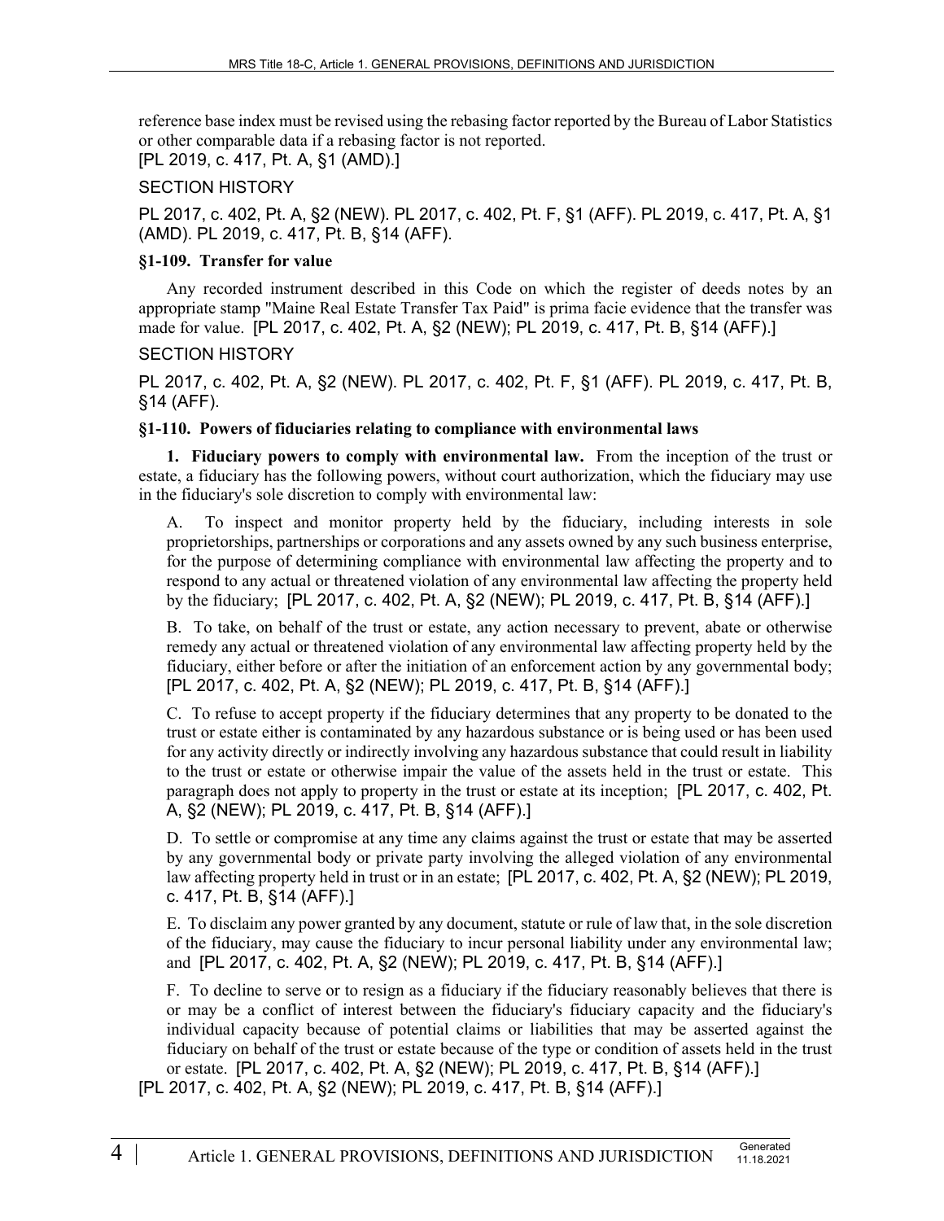reference base index must be revised using the rebasing factor reported by the Bureau of Labor Statistics or other comparable data if a rebasing factor is not reported.
[PL 2019, c. 417, Pt. A, §1 (AMD).]

SECTION HISTORY

PL 2017, c. 402, Pt. A, §2 (NEW). PL 2017, c. 402, Pt. F, §1 (AFF). PL 2019, c. 417, Pt. A, §1 (AMD). PL 2019, c. 417, Pt. B, §14 (AFF).

**§1-109. Transfer for value**

Any recorded instrument described in this Code on which the register of deeds notes by an appropriate stamp "Maine Real Estate Transfer Tax Paid" is prima facie evidence that the transfer was made for value. [PL 2017, c. 402, Pt. A, §2 (NEW); PL 2019, c. 417, Pt. B, §14 (AFF).]

SECTION HISTORY

PL 2017, c. 402, Pt. A, §2 (NEW). PL 2017, c. 402, Pt. F, §1 (AFF). PL 2019, c. 417, Pt. B, §14 (AFF).

**§1-110. Powers of fiduciaries relating to compliance with environmental laws**

**1. Fiduciary powers to comply with environmental law.** From the inception of the trust or estate, a fiduciary has the following powers, without court authorization, which the fiduciary may use in the fiduciary's sole discretion to comply with environmental law:

A. To inspect and monitor property held by the fiduciary, including interests in sole proprietorships, partnerships or corporations and any assets owned by any such business enterprise, for the purpose of determining compliance with environmental law affecting the property and to respond to any actual or threatened violation of any environmental law affecting the property held by the fiduciary; [PL 2017, c. 402, Pt. A, §2 (NEW); PL 2019, c. 417, Pt. B, §14 (AFF).]

B. To take, on behalf of the trust or estate, any action necessary to prevent, abate or otherwise remedy any actual or threatened violation of any environmental law affecting property held by the fiduciary, either before or after the initiation of an enforcement action by any governmental body; [PL 2017, c. 402, Pt. A, §2 (NEW); PL 2019, c. 417, Pt. B, §14 (AFF).]

C. To refuse to accept property if the fiduciary determines that any property to be donated to the trust or estate either is contaminated by any hazardous substance or is being used or has been used for any activity directly or indirectly involving any hazardous substance that could result in liability to the trust or estate or otherwise impair the value of the assets held in the trust or estate. This paragraph does not apply to property in the trust or estate at its inception; [PL 2017, c. 402, Pt. A, §2 (NEW); PL 2019, c. 417, Pt. B, §14 (AFF).]

D. To settle or compromise at any time any claims against the trust or estate that may be asserted by any governmental body or private party involving the alleged violation of any environmental law affecting property held in trust or in an estate; [PL 2017, c. 402, Pt. A, §2 (NEW); PL 2019, c. 417, Pt. B, §14 (AFF).]

E. To disclaim any power granted by any document, statute or rule of law that, in the sole discretion of the fiduciary, may cause the fiduciary to incur personal liability under any environmental law; and [PL 2017, c. 402, Pt. A, §2 (NEW); PL 2019, c. 417, Pt. B, §14 (AFF).]

F. To decline to serve or to resign as a fiduciary if the fiduciary reasonably believes that there is or may be a conflict of interest between the fiduciary's fiduciary capacity and the fiduciary's individual capacity because of potential claims or liabilities that may be asserted against the fiduciary on behalf of the trust or estate because of the type or condition of assets held in the trust or estate. [PL 2017, c. 402, Pt. A, §2 (NEW); PL 2019, c. 417, Pt. B, §14 (AFF).]

[PL 2017, c. 402, Pt. A, §2 (NEW); PL 2019, c. 417, Pt. B, §14 (AFF).]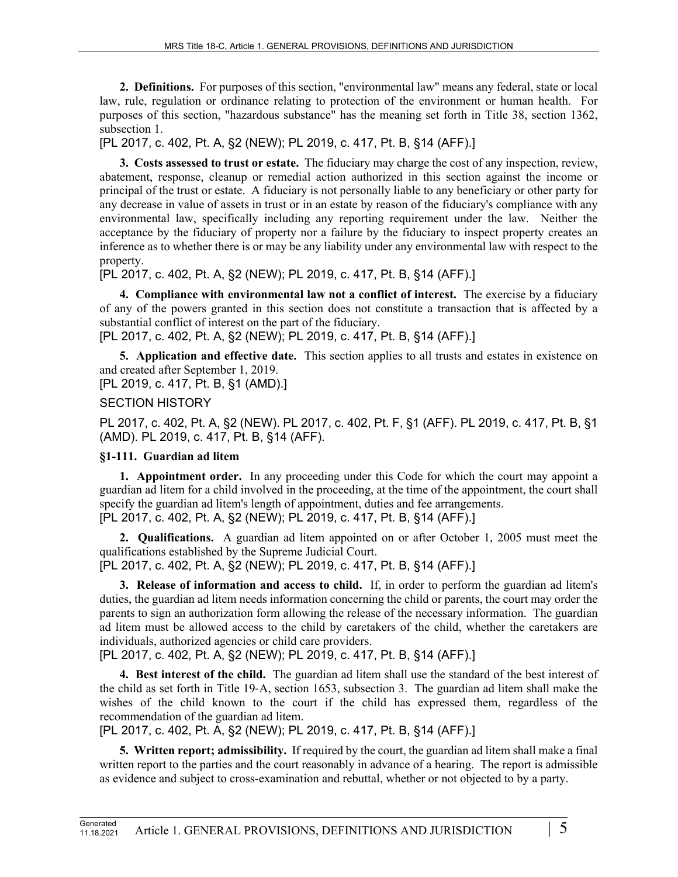**2. Definitions.** For purposes of this section, "environmental law" means any federal, state or local law, rule, regulation or ordinance relating to protection of the environment or human health. For purposes of this section, "hazardous substance" has the meaning set forth in Title 38, section 1362, subsection 1.

[PL 2017, c. 402, Pt. A, §2 (NEW); PL 2019, c. 417, Pt. B, §14 (AFF).]

**3. Costs assessed to trust or estate.** The fiduciary may charge the cost of any inspection, review, abatement, response, cleanup or remedial action authorized in this section against the income or principal of the trust or estate. A fiduciary is not personally liable to any beneficiary or other party for any decrease in value of assets in trust or in an estate by reason of the fiduciary's compliance with any environmental law, specifically including any reporting requirement under the law. Neither the acceptance by the fiduciary of property nor a failure by the fiduciary to inspect property creates an inference as to whether there is or may be any liability under any environmental law with respect to the property.

[PL 2017, c. 402, Pt. A, §2 (NEW); PL 2019, c. 417, Pt. B, §14 (AFF).]

**4. Compliance with environmental law not a conflict of interest.** The exercise by a fiduciary of any of the powers granted in this section does not constitute a transaction that is affected by a substantial conflict of interest on the part of the fiduciary.

[PL 2017, c. 402, Pt. A, §2 (NEW); PL 2019, c. 417, Pt. B, §14 (AFF).]

**5. Application and effective date.** This section applies to all trusts and estates in existence on and created after September 1, 2019.

[PL 2019, c. 417, Pt. B, §1 (AMD).]

SECTION HISTORY

PL 2017, c. 402, Pt. A, §2 (NEW). PL 2017, c. 402, Pt. F, §1 (AFF). PL 2019, c. 417, Pt. B, §1 (AMD). PL 2019, c. 417, Pt. B, §14 (AFF).

### §1-111. Guardian ad litem

**1. Appointment order.** In any proceeding under this Code for which the court may appoint a guardian ad litem for a child involved in the proceeding, at the time of the appointment, the court shall specify the guardian ad litem's length of appointment, duties and fee arrangements.

[PL 2017, c. 402, Pt. A, §2 (NEW); PL 2019, c. 417, Pt. B, §14 (AFF).]

**2. Qualifications.** A guardian ad litem appointed on or after October 1, 2005 must meet the qualifications established by the Supreme Judicial Court.

[PL 2017, c. 402, Pt. A, §2 (NEW); PL 2019, c. 417, Pt. B, §14 (AFF).]

**3. Release of information and access to child.** If, in order to perform the guardian ad litem's duties, the guardian ad litem needs information concerning the child or parents, the court may order the parents to sign an authorization form allowing the release of the necessary information. The guardian ad litem must be allowed access to the child by caretakers of the child, whether the caretakers are individuals, authorized agencies or child care providers.

[PL 2017, c. 402, Pt. A, §2 (NEW); PL 2019, c. 417, Pt. B, §14 (AFF).]

**4. Best interest of the child.** The guardian ad litem shall use the standard of the best interest of the child as set forth in Title 19-A, section 1653, subsection 3. The guardian ad litem shall make the wishes of the child known to the court if the child has expressed them, regardless of the recommendation of the guardian ad litem.

[PL 2017, c. 402, Pt. A, §2 (NEW); PL 2019, c. 417, Pt. B, §14 (AFF).]

**5. Written report; admissibility.** If required by the court, the guardian ad litem shall make a final written report to the parties and the court reasonably in advance of a hearing. The report is admissible as evidence and subject to cross-examination and rebuttal, whether or not objected to by a party.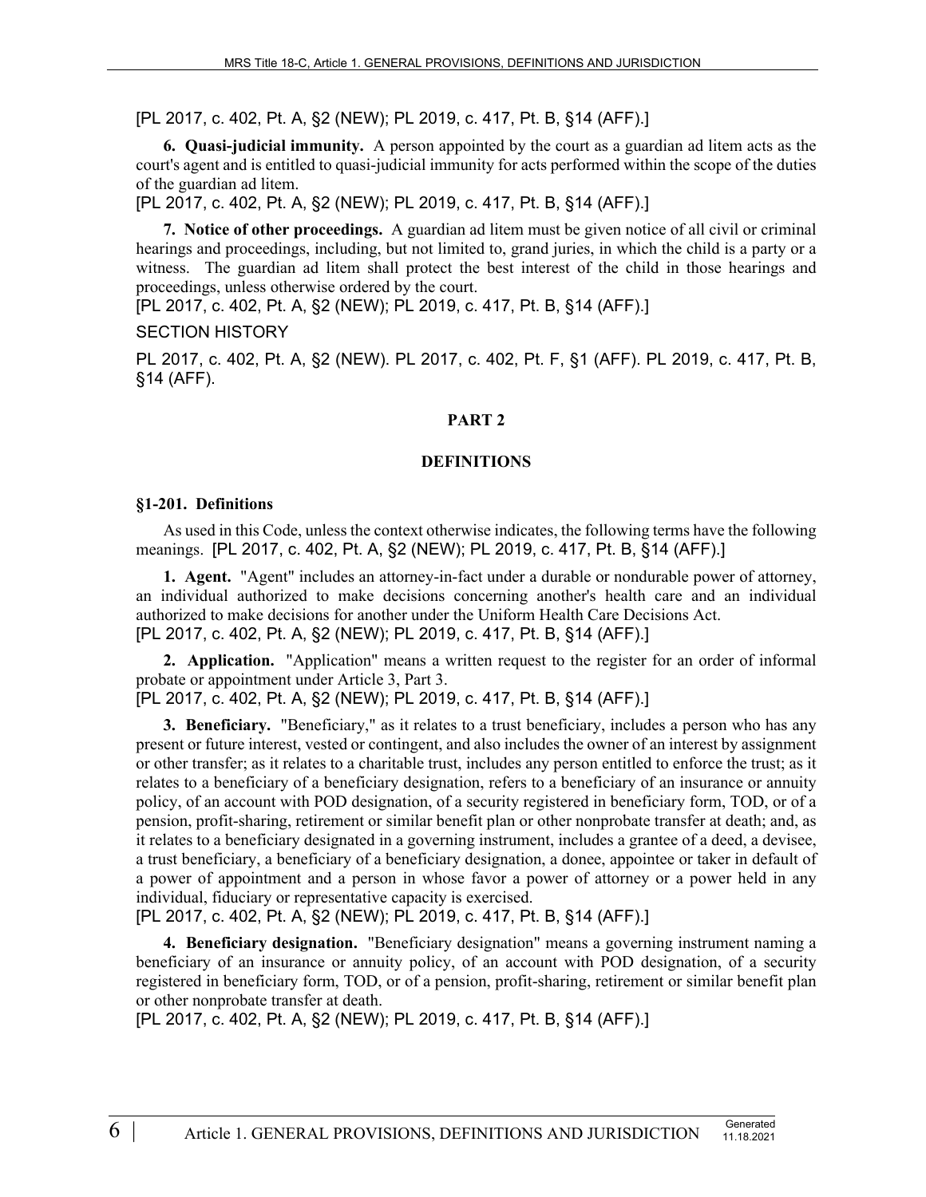[PL 2017, c. 402, Pt. A, §2 (NEW); PL 2019, c. 417, Pt. B, §14 (AFF).]

**6. Quasi-judicial immunity.** A person appointed by the court as a guardian ad litem acts as the court's agent and is entitled to quasi-judicial immunity for acts performed within the scope of the duties of the guardian ad litem.

[PL 2017, c. 402, Pt. A, §2 (NEW); PL 2019, c. 417, Pt. B, §14 (AFF).]

**7. Notice of other proceedings.** A guardian ad litem must be given notice of all civil or criminal hearings and proceedings, including, but not limited to, grand juries, in which the child is a party or a witness. The guardian ad litem shall protect the best interest of the child in those hearings and proceedings, unless otherwise ordered by the court.

[PL 2017, c. 402, Pt. A, §2 (NEW); PL 2019, c. 417, Pt. B, §14 (AFF).]

SECTION HISTORY

PL 2017, c. 402, Pt. A, §2 (NEW). PL 2017, c. 402, Pt. F, §1 (AFF). PL 2019, c. 417, Pt. B, §14 (AFF).

## PART 2

## DEFINITIONS

### §1-201. Definitions

As used in this Code, unless the context otherwise indicates, the following terms have the following meanings. [PL 2017, c. 402, Pt. A, §2 (NEW); PL 2019, c. 417, Pt. B, §14 (AFF).]

**1. Agent.** "Agent" includes an attorney-in-fact under a durable or nondurable power of attorney, an individual authorized to make decisions concerning another's health care and an individual authorized to make decisions for another under the Uniform Health Care Decisions Act.

[PL 2017, c. 402, Pt. A, §2 (NEW); PL 2019, c. 417, Pt. B, §14 (AFF).]

**2. Application.** "Application" means a written request to the register for an order of informal probate or appointment under Article 3, Part 3.

[PL 2017, c. 402, Pt. A, §2 (NEW); PL 2019, c. 417, Pt. B, §14 (AFF).]

**3. Beneficiary.** "Beneficiary," as it relates to a trust beneficiary, includes a person who has any present or future interest, vested or contingent, and also includes the owner of an interest by assignment or other transfer; as it relates to a charitable trust, includes any person entitled to enforce the trust; as it relates to a beneficiary of a beneficiary designation, refers to a beneficiary of an insurance or annuity policy, of an account with POD designation, of a security registered in beneficiary form, TOD, or of a pension, profit-sharing, retirement or similar benefit plan or other nonprobate transfer at death; and, as it relates to a beneficiary designated in a governing instrument, includes a grantee of a deed, a devisee, a trust beneficiary, a beneficiary of a beneficiary designation, a donee, appointee or taker in default of a power of appointment and a person in whose favor a power of attorney or a power held in any individual, fiduciary or representative capacity is exercised.

[PL 2017, c. 402, Pt. A, §2 (NEW); PL 2019, c. 417, Pt. B, §14 (AFF).]

**4. Beneficiary designation.** "Beneficiary designation" means a governing instrument naming a beneficiary of an insurance or annuity policy, of an account with POD designation, of a security registered in beneficiary form, TOD, or of a pension, profit-sharing, retirement or similar benefit plan or other nonprobate transfer at death.

[PL 2017, c. 402, Pt. A, §2 (NEW); PL 2019, c. 417, Pt. B, §14 (AFF).]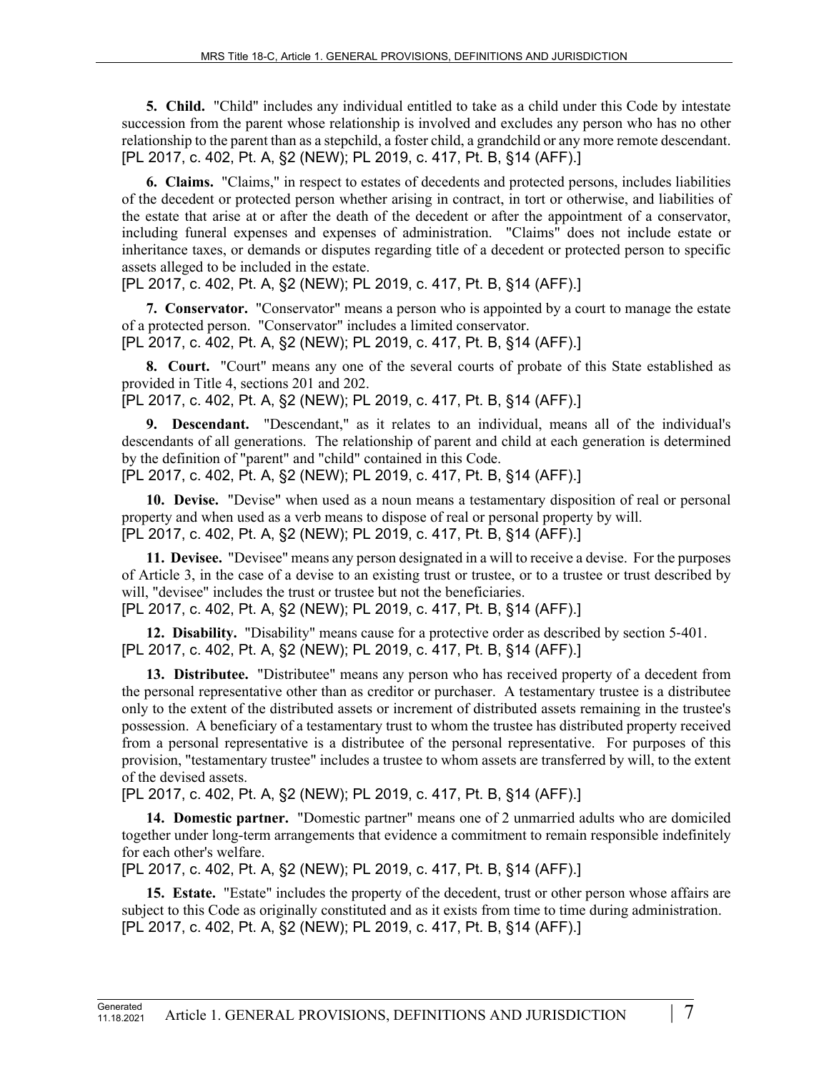**5. Child.** "Child" includes any individual entitled to take as a child under this Code by intestate succession from the parent whose relationship is involved and excludes any person who has no other relationship to the parent than as a stepchild, a foster child, a grandchild or any more remote descendant.
[PL 2017, c. 402, Pt. A, §2 (NEW); PL 2019, c. 417, Pt. B, §14 (AFF).]

**6. Claims.** "Claims," in respect to estates of decedents and protected persons, includes liabilities of the decedent or protected person whether arising in contract, in tort or otherwise, and liabilities of the estate that arise at or after the death of the decedent or after the appointment of a conservator, including funeral expenses and expenses of administration. "Claims" does not include estate or inheritance taxes, or demands or disputes regarding title of a decedent or protected person to specific assets alleged to be included in the estate.
[PL 2017, c. 402, Pt. A, §2 (NEW); PL 2019, c. 417, Pt. B, §14 (AFF).]

**7. Conservator.** "Conservator" means a person who is appointed by a court to manage the estate of a protected person. "Conservator" includes a limited conservator.
[PL 2017, c. 402, Pt. A, §2 (NEW); PL 2019, c. 417, Pt. B, §14 (AFF).]

**8. Court.** "Court" means any one of the several courts of probate of this State established as provided in Title 4, sections 201 and 202.
[PL 2017, c. 402, Pt. A, §2 (NEW); PL 2019, c. 417, Pt. B, §14 (AFF).]

**9. Descendant.** "Descendant," as it relates to an individual, means all of the individual's descendants of all generations. The relationship of parent and child at each generation is determined by the definition of "parent" and "child" contained in this Code.
[PL 2017, c. 402, Pt. A, §2 (NEW); PL 2019, c. 417, Pt. B, §14 (AFF).]

**10. Devise.** "Devise" when used as a noun means a testamentary disposition of real or personal property and when used as a verb means to dispose of real or personal property by will.
[PL 2017, c. 402, Pt. A, §2 (NEW); PL 2019, c. 417, Pt. B, §14 (AFF).]

**11. Devisee.** "Devisee" means any person designated in a will to receive a devise. For the purposes of Article 3, in the case of a devise to an existing trust or trustee, or to a trustee or trust described by will, "devisee" includes the trust or trustee but not the beneficiaries.
[PL 2017, c. 402, Pt. A, §2 (NEW); PL 2019, c. 417, Pt. B, §14 (AFF).]

**12. Disability.** "Disability" means cause for a protective order as described by section 5-401.
[PL 2017, c. 402, Pt. A, §2 (NEW); PL 2019, c. 417, Pt. B, §14 (AFF).]

**13. Distributee.** "Distributee" means any person who has received property of a decedent from the personal representative other than as creditor or purchaser. A testamentary trustee is a distributee only to the extent of the distributed assets or increment of distributed assets remaining in the trustee's possession. A beneficiary of a testamentary trust to whom the trustee has distributed property received from a personal representative is a distributee of the personal representative. For purposes of this provision, "testamentary trustee" includes a trustee to whom assets are transferred by will, to the extent of the devised assets.
[PL 2017, c. 402, Pt. A, §2 (NEW); PL 2019, c. 417, Pt. B, §14 (AFF).]

**14. Domestic partner.** "Domestic partner" means one of 2 unmarried adults who are domiciled together under long-term arrangements that evidence a commitment to remain responsible indefinitely for each other's welfare.
[PL 2017, c. 402, Pt. A, §2 (NEW); PL 2019, c. 417, Pt. B, §14 (AFF).]

**15. Estate.** "Estate" includes the property of the decedent, trust or other person whose affairs are subject to this Code as originally constituted and as it exists from time to time during administration.
[PL 2017, c. 402, Pt. A, §2 (NEW); PL 2019, c. 417, Pt. B, §14 (AFF).]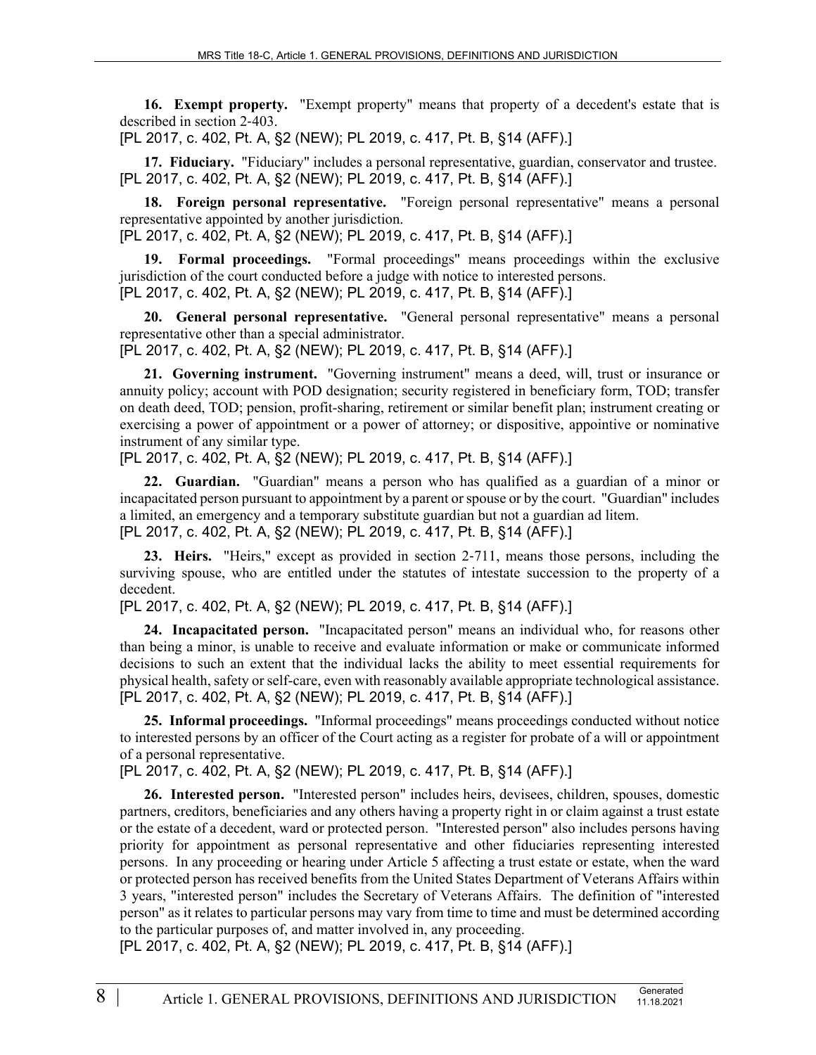**16. Exempt property.** "Exempt property" means that property of a decedent's estate that is described in section 2-403.

[PL 2017, c. 402, Pt. A, §2 (NEW); PL 2019, c. 417, Pt. B, §14 (AFF).]

**17. Fiduciary.** "Fiduciary" includes a personal representative, guardian, conservator and trustee.

[PL 2017, c. 402, Pt. A, §2 (NEW); PL 2019, c. 417, Pt. B, §14 (AFF).]

**18. Foreign personal representative.** "Foreign personal representative" means a personal representative appointed by another jurisdiction.

[PL 2017, c. 402, Pt. A, §2 (NEW); PL 2019, c. 417, Pt. B, §14 (AFF).]

**19. Formal proceedings.** "Formal proceedings" means proceedings within the exclusive jurisdiction of the court conducted before a judge with notice to interested persons.

[PL 2017, c. 402, Pt. A, §2 (NEW); PL 2019, c. 417, Pt. B, §14 (AFF).]

**20. General personal representative.** "General personal representative" means a personal representative other than a special administrator.

[PL 2017, c. 402, Pt. A, §2 (NEW); PL 2019, c. 417, Pt. B, §14 (AFF).]

**21. Governing instrument.** "Governing instrument" means a deed, will, trust or insurance or annuity policy; account with POD designation; security registered in beneficiary form, TOD; transfer on death deed, TOD; pension, profit-sharing, retirement or similar benefit plan; instrument creating or exercising a power of appointment or a power of attorney; or dispositive, appointive or nominative instrument of any similar type.

[PL 2017, c. 402, Pt. A, §2 (NEW); PL 2019, c. 417, Pt. B, §14 (AFF).]

**22. Guardian.** "Guardian" means a person who has qualified as a guardian of a minor or incapacitated person pursuant to appointment by a parent or spouse or by the court. "Guardian" includes a limited, an emergency and a temporary substitute guardian but not a guardian ad litem.

[PL 2017, c. 402, Pt. A, §2 (NEW); PL 2019, c. 417, Pt. B, §14 (AFF).]

**23. Heirs.** "Heirs," except as provided in section 2-711, means those persons, including the surviving spouse, who are entitled under the statutes of intestate succession to the property of a decedent.

[PL 2017, c. 402, Pt. A, §2 (NEW); PL 2019, c. 417, Pt. B, §14 (AFF).]

**24. Incapacitated person.** "Incapacitated person" means an individual who, for reasons other than being a minor, is unable to receive and evaluate information or make or communicate informed decisions to such an extent that the individual lacks the ability to meet essential requirements for physical health, safety or self-care, even with reasonably available appropriate technological assistance.

[PL 2017, c. 402, Pt. A, §2 (NEW); PL 2019, c. 417, Pt. B, §14 (AFF).]

**25. Informal proceedings.** "Informal proceedings" means proceedings conducted without notice to interested persons by an officer of the Court acting as a register for probate of a will or appointment of a personal representative.

[PL 2017, c. 402, Pt. A, §2 (NEW); PL 2019, c. 417, Pt. B, §14 (AFF).]

**26. Interested person.** "Interested person" includes heirs, devisees, children, spouses, domestic partners, creditors, beneficiaries and any others having a property right in or claim against a trust estate or the estate of a decedent, ward or protected person. "Interested person" also includes persons having priority for appointment as personal representative and other fiduciaries representing interested persons. In any proceeding or hearing under Article 5 affecting a trust estate or estate, when the ward or protected person has received benefits from the United States Department of Veterans Affairs within 3 years, "interested person" includes the Secretary of Veterans Affairs. The definition of "interested person" as it relates to particular persons may vary from time to time and must be determined according to the particular purposes of, and matter involved in, any proceeding.

[PL 2017, c. 402, Pt. A, §2 (NEW); PL 2019, c. 417, Pt. B, §14 (AFF).]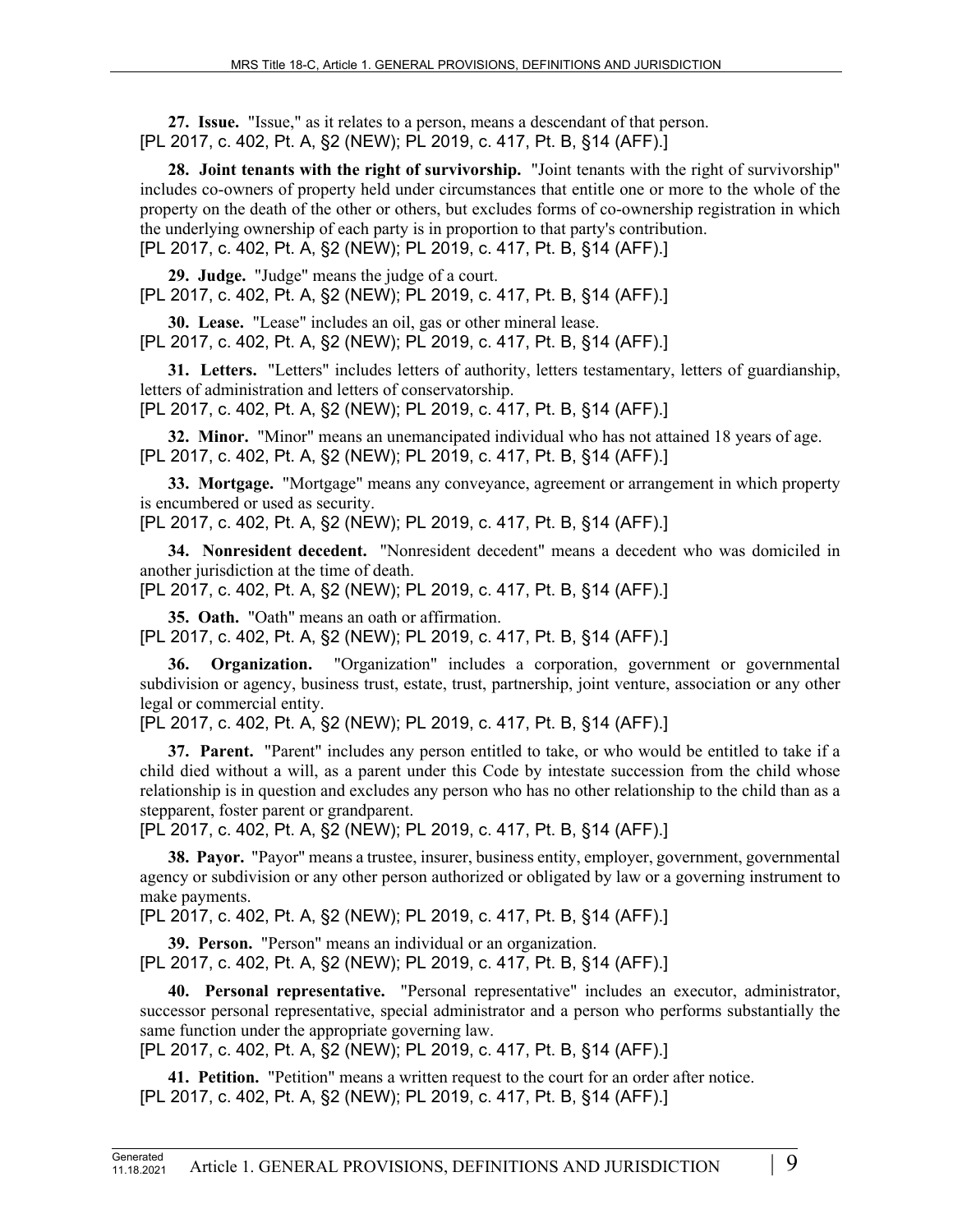**27. Issue.** "Issue," as it relates to a person, means a descendant of that person.
[PL 2017, c. 402, Pt. A, §2 (NEW); PL 2019, c. 417, Pt. B, §14 (AFF).]

**28. Joint tenants with the right of survivorship.** "Joint tenants with the right of survivorship" includes co-owners of property held under circumstances that entitle one or more to the whole of the property on the death of the other or others, but excludes forms of co-ownership registration in which the underlying ownership of each party is in proportion to that party's contribution.
[PL 2017, c. 402, Pt. A, §2 (NEW); PL 2019, c. 417, Pt. B, §14 (AFF).]

**29. Judge.** "Judge" means the judge of a court.
[PL 2017, c. 402, Pt. A, §2 (NEW); PL 2019, c. 417, Pt. B, §14 (AFF).]

**30. Lease.** "Lease" includes an oil, gas or other mineral lease.
[PL 2017, c. 402, Pt. A, §2 (NEW); PL 2019, c. 417, Pt. B, §14 (AFF).]

**31. Letters.** "Letters" includes letters of authority, letters testamentary, letters of guardianship, letters of administration and letters of conservatorship.
[PL 2017, c. 402, Pt. A, §2 (NEW); PL 2019, c. 417, Pt. B, §14 (AFF).]

**32. Minor.** "Minor" means an unemancipated individual who has not attained 18 years of age.
[PL 2017, c. 402, Pt. A, §2 (NEW); PL 2019, c. 417, Pt. B, §14 (AFF).]

**33. Mortgage.** "Mortgage" means any conveyance, agreement or arrangement in which property is encumbered or used as security.
[PL 2017, c. 402, Pt. A, §2 (NEW); PL 2019, c. 417, Pt. B, §14 (AFF).]

**34. Nonresident decedent.** "Nonresident decedent" means a decedent who was domiciled in another jurisdiction at the time of death.
[PL 2017, c. 402, Pt. A, §2 (NEW); PL 2019, c. 417, Pt. B, §14 (AFF).]

**35. Oath.** "Oath" means an oath or affirmation.
[PL 2017, c. 402, Pt. A, §2 (NEW); PL 2019, c. 417, Pt. B, §14 (AFF).]

**36. Organization.** "Organization" includes a corporation, government or governmental subdivision or agency, business trust, estate, trust, partnership, joint venture, association or any other legal or commercial entity.
[PL 2017, c. 402, Pt. A, §2 (NEW); PL 2019, c. 417, Pt. B, §14 (AFF).]

**37. Parent.** "Parent" includes any person entitled to take, or who would be entitled to take if a child died without a will, as a parent under this Code by intestate succession from the child whose relationship is in question and excludes any person who has no other relationship to the child than as a stepparent, foster parent or grandparent.
[PL 2017, c. 402, Pt. A, §2 (NEW); PL 2019, c. 417, Pt. B, §14 (AFF).]

**38. Payor.** "Payor" means a trustee, insurer, business entity, employer, government, governmental agency or subdivision or any other person authorized or obligated by law or a governing instrument to make payments.
[PL 2017, c. 402, Pt. A, §2 (NEW); PL 2019, c. 417, Pt. B, §14 (AFF).]

**39. Person.** "Person" means an individual or an organization.
[PL 2017, c. 402, Pt. A, §2 (NEW); PL 2019, c. 417, Pt. B, §14 (AFF).]

**40. Personal representative.** "Personal representative" includes an executor, administrator, successor personal representative, special administrator and a person who performs substantially the same function under the appropriate governing law.
[PL 2017, c. 402, Pt. A, §2 (NEW); PL 2019, c. 417, Pt. B, §14 (AFF).]

**41. Petition.** "Petition" means a written request to the court for an order after notice.
[PL 2017, c. 402, Pt. A, §2 (NEW); PL 2019, c. 417, Pt. B, §14 (AFF).]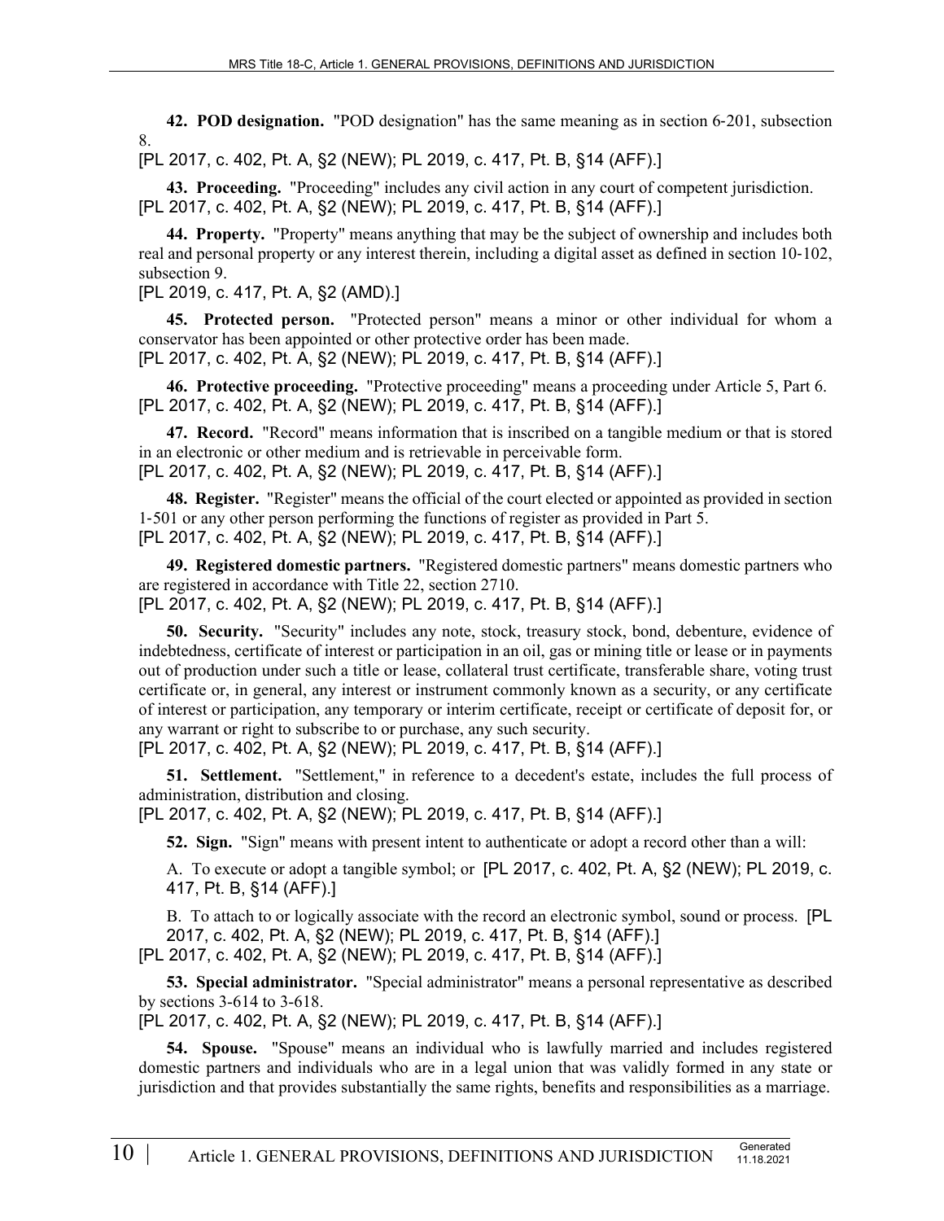**42. POD designation.** "POD designation" has the same meaning as in section 6-201, subsection 8.

[PL 2017, c. 402, Pt. A, §2 (NEW); PL 2019, c. 417, Pt. B, §14 (AFF).]

**43. Proceeding.** "Proceeding" includes any civil action in any court of competent jurisdiction.

[PL 2017, c. 402, Pt. A, §2 (NEW); PL 2019, c. 417, Pt. B, §14 (AFF).]

**44. Property.** "Property" means anything that may be the subject of ownership and includes both real and personal property or any interest therein, including a digital asset as defined in section 10-102, subsection 9.

[PL 2019, c. 417, Pt. A, §2 (AMD).]

**45. Protected person.** "Protected person" means a minor or other individual for whom a conservator has been appointed or other protective order has been made.

[PL 2017, c. 402, Pt. A, §2 (NEW); PL 2019, c. 417, Pt. B, §14 (AFF).]

**46. Protective proceeding.** "Protective proceeding" means a proceeding under Article 5, Part 6.

[PL 2017, c. 402, Pt. A, §2 (NEW); PL 2019, c. 417, Pt. B, §14 (AFF).]

**47. Record.** "Record" means information that is inscribed on a tangible medium or that is stored in an electronic or other medium and is retrievable in perceivable form.

[PL 2017, c. 402, Pt. A, §2 (NEW); PL 2019, c. 417, Pt. B, §14 (AFF).]

**48. Register.** "Register" means the official of the court elected or appointed as provided in section 1-501 or any other person performing the functions of register as provided in Part 5.

[PL 2017, c. 402, Pt. A, §2 (NEW); PL 2019, c. 417, Pt. B, §14 (AFF).]

**49. Registered domestic partners.** "Registered domestic partners" means domestic partners who are registered in accordance with Title 22, section 2710.

[PL 2017, c. 402, Pt. A, §2 (NEW); PL 2019, c. 417, Pt. B, §14 (AFF).]

**50. Security.** "Security" includes any note, stock, treasury stock, bond, debenture, evidence of indebtedness, certificate of interest or participation in an oil, gas or mining title or lease or in payments out of production under such a title or lease, collateral trust certificate, transferable share, voting trust certificate or, in general, any interest or instrument commonly known as a security, or any certificate of interest or participation, any temporary or interim certificate, receipt or certificate of deposit for, or any warrant or right to subscribe to or purchase, any such security.

[PL 2017, c. 402, Pt. A, §2 (NEW); PL 2019, c. 417, Pt. B, §14 (AFF).]

**51. Settlement.** "Settlement," in reference to a decedent's estate, includes the full process of administration, distribution and closing.

[PL 2017, c. 402, Pt. A, §2 (NEW); PL 2019, c. 417, Pt. B, §14 (AFF).]

**52. Sign.** "Sign" means with present intent to authenticate or adopt a record other than a will:

A. To execute or adopt a tangible symbol; or [PL 2017, c. 402, Pt. A, §2 (NEW); PL 2019, c. 417, Pt. B, §14 (AFF).]

B. To attach to or logically associate with the record an electronic symbol, sound or process. [PL 2017, c. 402, Pt. A, §2 (NEW); PL 2019, c. 417, Pt. B, §14 (AFF).]

[PL 2017, c. 402, Pt. A, §2 (NEW); PL 2019, c. 417, Pt. B, §14 (AFF).]

**53. Special administrator.** "Special administrator" means a personal representative as described by sections 3-614 to 3-618.

[PL 2017, c. 402, Pt. A, §2 (NEW); PL 2019, c. 417, Pt. B, §14 (AFF).]

**54. Spouse.** "Spouse" means an individual who is lawfully married and includes registered domestic partners and individuals who are in a legal union that was validly formed in any state or jurisdiction and that provides substantially the same rights, benefits and responsibilities as a marriage.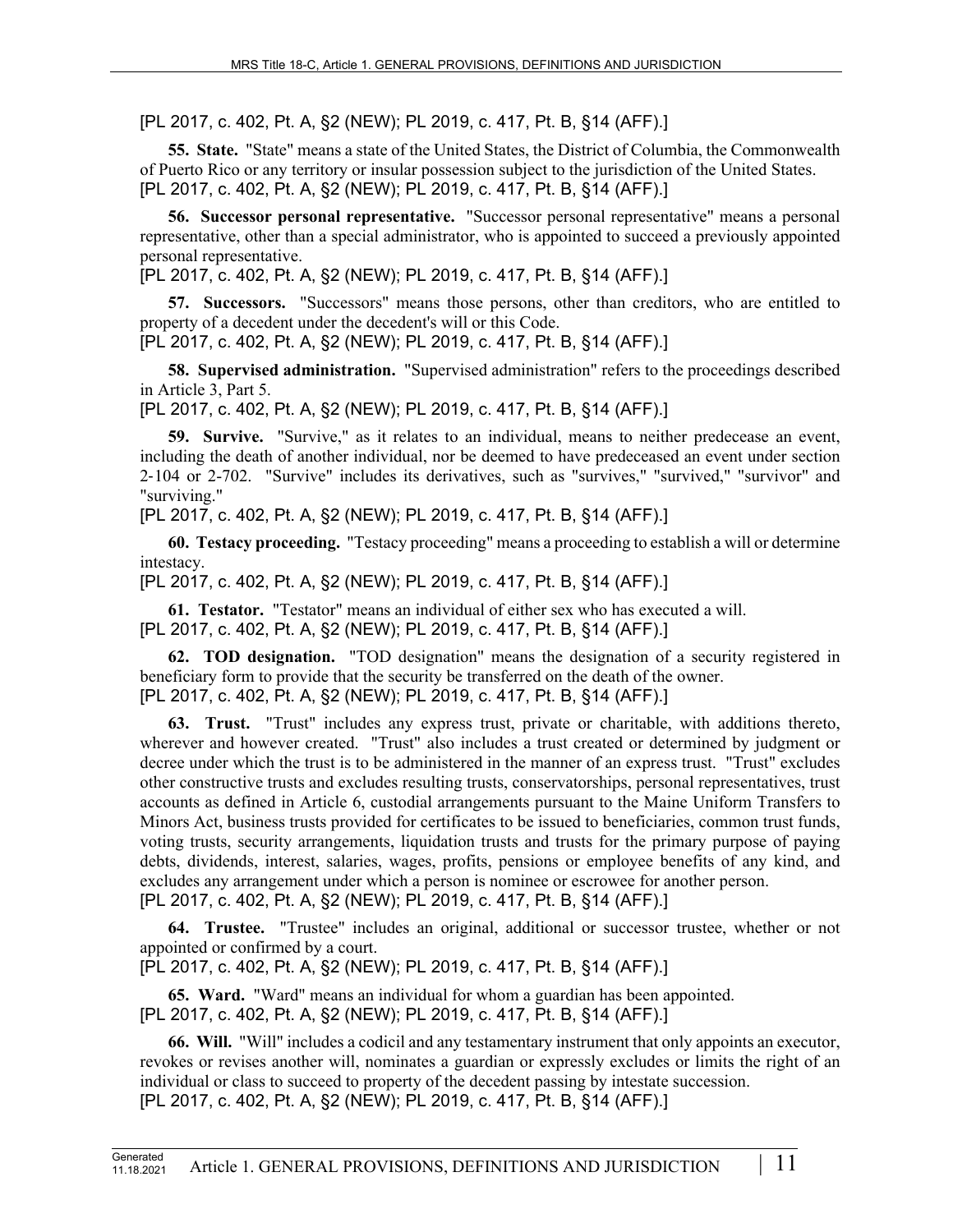[PL 2017, c. 402, Pt. A, §2 (NEW); PL 2019, c. 417, Pt. B, §14 (AFF).]

**55. State.** "State" means a state of the United States, the District of Columbia, the Commonwealth of Puerto Rico or any territory or insular possession subject to the jurisdiction of the United States.
[PL 2017, c. 402, Pt. A, §2 (NEW); PL 2019, c. 417, Pt. B, §14 (AFF).]

**56. Successor personal representative.** "Successor personal representative" means a personal representative, other than a special administrator, who is appointed to succeed a previously appointed personal representative.
[PL 2017, c. 402, Pt. A, §2 (NEW); PL 2019, c. 417, Pt. B, §14 (AFF).]

**57. Successors.** "Successors" means those persons, other than creditors, who are entitled to property of a decedent under the decedent's will or this Code.
[PL 2017, c. 402, Pt. A, §2 (NEW); PL 2019, c. 417, Pt. B, §14 (AFF).]

**58. Supervised administration.** "Supervised administration" refers to the proceedings described in Article 3, Part 5.
[PL 2017, c. 402, Pt. A, §2 (NEW); PL 2019, c. 417, Pt. B, §14 (AFF).]

**59. Survive.** "Survive," as it relates to an individual, means to neither predecease an event, including the death of another individual, nor be deemed to have predeceased an event under section 2-104 or 2-702. "Survive" includes its derivatives, such as "survives," "survived," "survivor" and "surviving."
[PL 2017, c. 402, Pt. A, §2 (NEW); PL 2019, c. 417, Pt. B, §14 (AFF).]

**60. Testacy proceeding.** "Testacy proceeding" means a proceeding to establish a will or determine intestacy.
[PL 2017, c. 402, Pt. A, §2 (NEW); PL 2019, c. 417, Pt. B, §14 (AFF).]

**61. Testator.** "Testator" means an individual of either sex who has executed a will.
[PL 2017, c. 402, Pt. A, §2 (NEW); PL 2019, c. 417, Pt. B, §14 (AFF).]

**62. TOD designation.** "TOD designation" means the designation of a security registered in beneficiary form to provide that the security be transferred on the death of the owner.
[PL 2017, c. 402, Pt. A, §2 (NEW); PL 2019, c. 417, Pt. B, §14 (AFF).]

**63. Trust.** "Trust" includes any express trust, private or charitable, with additions thereto, wherever and however created. "Trust" also includes a trust created or determined by judgment or decree under which the trust is to be administered in the manner of an express trust. "Trust" excludes other constructive trusts and excludes resulting trusts, conservatorships, personal representatives, trust accounts as defined in Article 6, custodial arrangements pursuant to the Maine Uniform Transfers to Minors Act, business trusts provided for certificates to be issued to beneficiaries, common trust funds, voting trusts, security arrangements, liquidation trusts and trusts for the primary purpose of paying debts, dividends, interest, salaries, wages, profits, pensions or employee benefits of any kind, and excludes any arrangement under which a person is nominee or escrowee for another person.
[PL 2017, c. 402, Pt. A, §2 (NEW); PL 2019, c. 417, Pt. B, §14 (AFF).]

**64. Trustee.** "Trustee" includes an original, additional or successor trustee, whether or not appointed or confirmed by a court.
[PL 2017, c. 402, Pt. A, §2 (NEW); PL 2019, c. 417, Pt. B, §14 (AFF).]

**65. Ward.** "Ward" means an individual for whom a guardian has been appointed.
[PL 2017, c. 402, Pt. A, §2 (NEW); PL 2019, c. 417, Pt. B, §14 (AFF).]

**66. Will.** "Will" includes a codicil and any testamentary instrument that only appoints an executor, revokes or revises another will, nominates a guardian or expressly excludes or limits the right of an individual or class to succeed to property of the decedent passing by intestate succession.
[PL 2017, c. 402, Pt. A, §2 (NEW); PL 2019, c. 417, Pt. B, §14 (AFF).]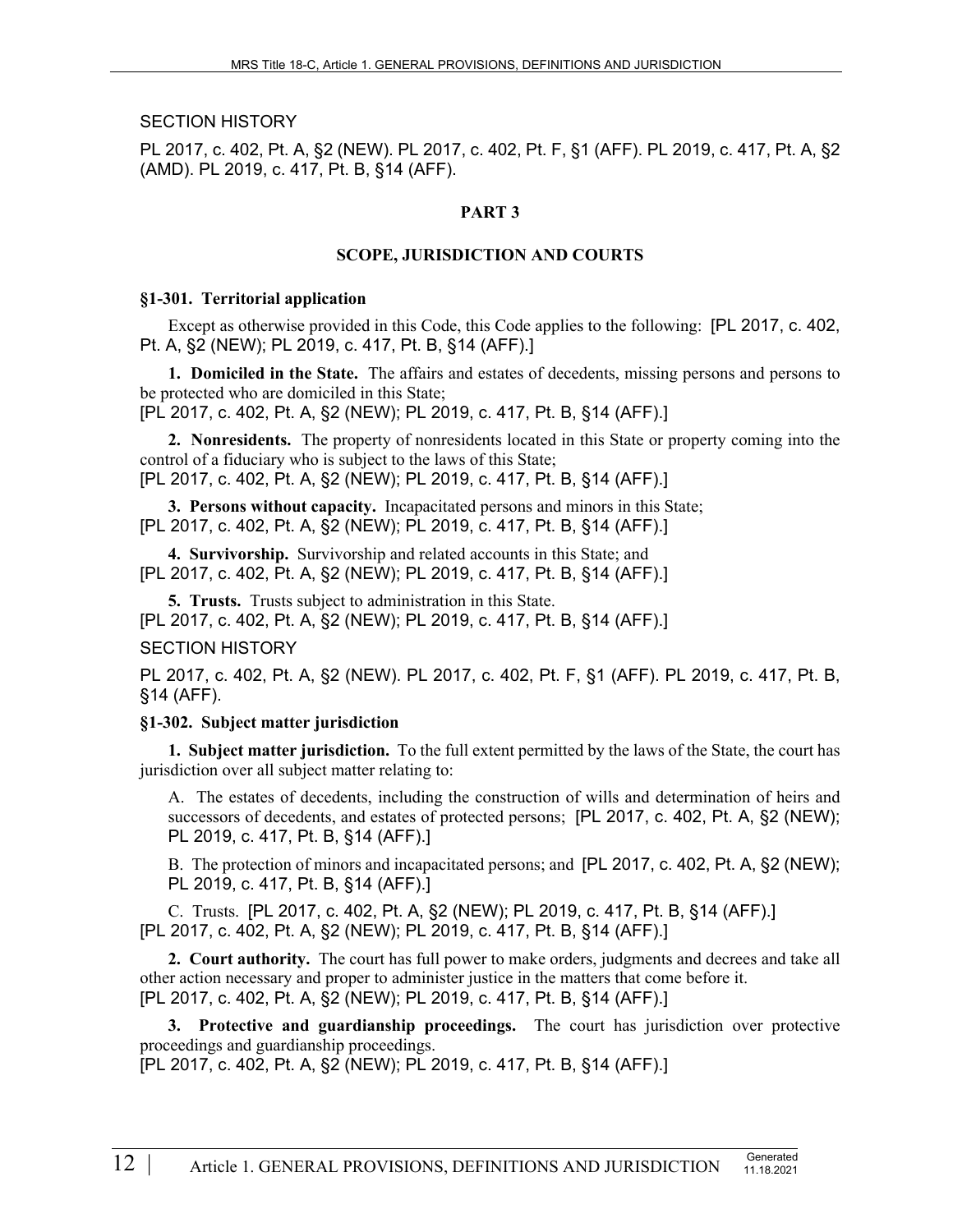SECTION HISTORY

PL 2017, c. 402, Pt. A, §2 (NEW). PL 2017, c. 402, Pt. F, §1 (AFF). PL 2019, c. 417, Pt. A, §2 (AMD). PL 2019, c. 417, Pt. B, §14 (AFF).

## PART 3

## SCOPE, JURISDICTION AND COURTS

### §1-301. Territorial application

Except as otherwise provided in this Code, this Code applies to the following: [PL 2017, c. 402, Pt. A, §2 (NEW); PL 2019, c. 417, Pt. B, §14 (AFF).]

**1. Domiciled in the State.** The affairs and estates of decedents, missing persons and persons to be protected who are domiciled in this State;
[PL 2017, c. 402, Pt. A, §2 (NEW); PL 2019, c. 417, Pt. B, §14 (AFF).]

**2. Nonresidents.** The property of nonresidents located in this State or property coming into the control of a fiduciary who is subject to the laws of this State;
[PL 2017, c. 402, Pt. A, §2 (NEW); PL 2019, c. 417, Pt. B, §14 (AFF).]

**3. Persons without capacity.** Incapacitated persons and minors in this State;
[PL 2017, c. 402, Pt. A, §2 (NEW); PL 2019, c. 417, Pt. B, §14 (AFF).]

**4. Survivorship.** Survivorship and related accounts in this State; and
[PL 2017, c. 402, Pt. A, §2 (NEW); PL 2019, c. 417, Pt. B, §14 (AFF).]

**5. Trusts.** Trusts subject to administration in this State.
[PL 2017, c. 402, Pt. A, §2 (NEW); PL 2019, c. 417, Pt. B, §14 (AFF).]

SECTION HISTORY

PL 2017, c. 402, Pt. A, §2 (NEW). PL 2017, c. 402, Pt. F, §1 (AFF). PL 2019, c. 417, Pt. B, §14 (AFF).

### §1-302. Subject matter jurisdiction

**1. Subject matter jurisdiction.** To the full extent permitted by the laws of the State, the court has jurisdiction over all subject matter relating to:

A. The estates of decedents, including the construction of wills and determination of heirs and successors of decedents, and estates of protected persons; [PL 2017, c. 402, Pt. A, §2 (NEW); PL 2019, c. 417, Pt. B, §14 (AFF).]

B. The protection of minors and incapacitated persons; and [PL 2017, c. 402, Pt. A, §2 (NEW); PL 2019, c. 417, Pt. B, §14 (AFF).]

C. Trusts. [PL 2017, c. 402, Pt. A, §2 (NEW); PL 2019, c. 417, Pt. B, §14 (AFF).]

[PL 2017, c. 402, Pt. A, §2 (NEW); PL 2019, c. 417, Pt. B, §14 (AFF).]

**2. Court authority.** The court has full power to make orders, judgments and decrees and take all other action necessary and proper to administer justice in the matters that come before it.
[PL 2017, c. 402, Pt. A, §2 (NEW); PL 2019, c. 417, Pt. B, §14 (AFF).]

**3. Protective and guardianship proceedings.** The court has jurisdiction over protective proceedings and guardianship proceedings.
[PL 2017, c. 402, Pt. A, §2 (NEW); PL 2019, c. 417, Pt. B, §14 (AFF).]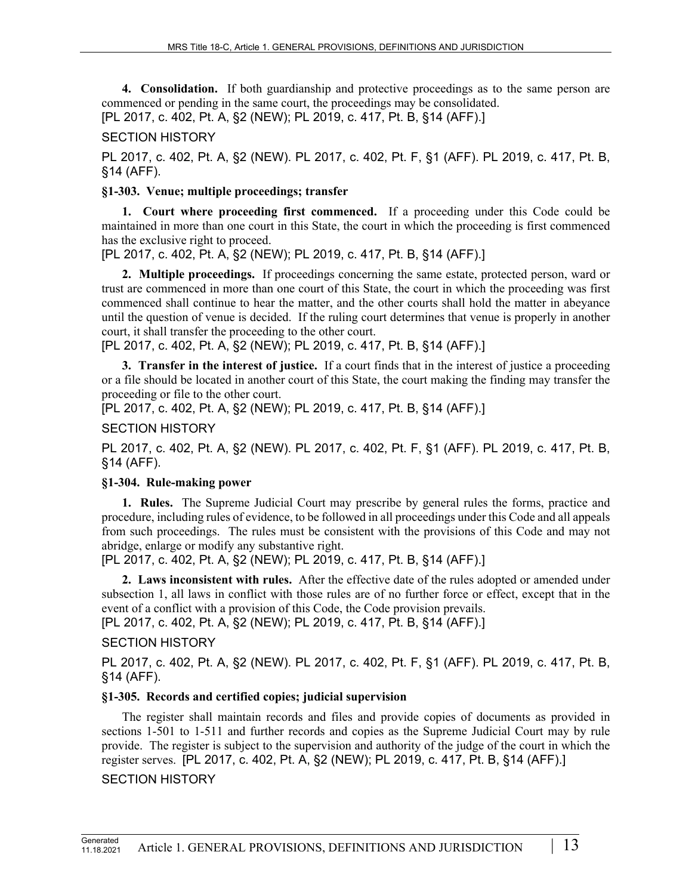**4. Consolidation.** If both guardianship and protective proceedings as to the same person are commenced or pending in the same court, the proceedings may be consolidated.

[PL 2017, c. 402, Pt. A, §2 (NEW); PL 2019, c. 417, Pt. B, §14 (AFF).]

SECTION HISTORY

PL 2017, c. 402, Pt. A, §2 (NEW). PL 2017, c. 402, Pt. F, §1 (AFF). PL 2019, c. 417, Pt. B, §14 (AFF).

### §1-303. Venue; multiple proceedings; transfer

**1. Court where proceeding first commenced.** If a proceeding under this Code could be maintained in more than one court in this State, the court in which the proceeding is first commenced has the exclusive right to proceed.

[PL 2017, c. 402, Pt. A, §2 (NEW); PL 2019, c. 417, Pt. B, §14 (AFF).]

**2. Multiple proceedings.** If proceedings concerning the same estate, protected person, ward or trust are commenced in more than one court of this State, the court in which the proceeding was first commenced shall continue to hear the matter, and the other courts shall hold the matter in abeyance until the question of venue is decided. If the ruling court determines that venue is properly in another court, it shall transfer the proceeding to the other court.

[PL 2017, c. 402, Pt. A, §2 (NEW); PL 2019, c. 417, Pt. B, §14 (AFF).]

**3. Transfer in the interest of justice.** If a court finds that in the interest of justice a proceeding or a file should be located in another court of this State, the court making the finding may transfer the proceeding or file to the other court.

[PL 2017, c. 402, Pt. A, §2 (NEW); PL 2019, c. 417, Pt. B, §14 (AFF).]

SECTION HISTORY

PL 2017, c. 402, Pt. A, §2 (NEW). PL 2017, c. 402, Pt. F, §1 (AFF). PL 2019, c. 417, Pt. B, §14 (AFF).

### §1-304. Rule-making power

**1. Rules.** The Supreme Judicial Court may prescribe by general rules the forms, practice and procedure, including rules of evidence, to be followed in all proceedings under this Code and all appeals from such proceedings. The rules must be consistent with the provisions of this Code and may not abridge, enlarge or modify any substantive right.

[PL 2017, c. 402, Pt. A, §2 (NEW); PL 2019, c. 417, Pt. B, §14 (AFF).]

**2. Laws inconsistent with rules.** After the effective date of the rules adopted or amended under subsection 1, all laws in conflict with those rules are of no further force or effect, except that in the event of a conflict with a provision of this Code, the Code provision prevails.

[PL 2017, c. 402, Pt. A, §2 (NEW); PL 2019, c. 417, Pt. B, §14 (AFF).]

SECTION HISTORY

PL 2017, c. 402, Pt. A, §2 (NEW). PL 2017, c. 402, Pt. F, §1 (AFF). PL 2019, c. 417, Pt. B, §14 (AFF).

### §1-305. Records and certified copies; judicial supervision

The register shall maintain records and files and provide copies of documents as provided in sections 1-501 to 1-511 and further records and copies as the Supreme Judicial Court may by rule provide. The register is subject to the supervision and authority of the judge of the court in which the register serves. [PL 2017, c. 402, Pt. A, §2 (NEW); PL 2019, c. 417, Pt. B, §14 (AFF).]

SECTION HISTORY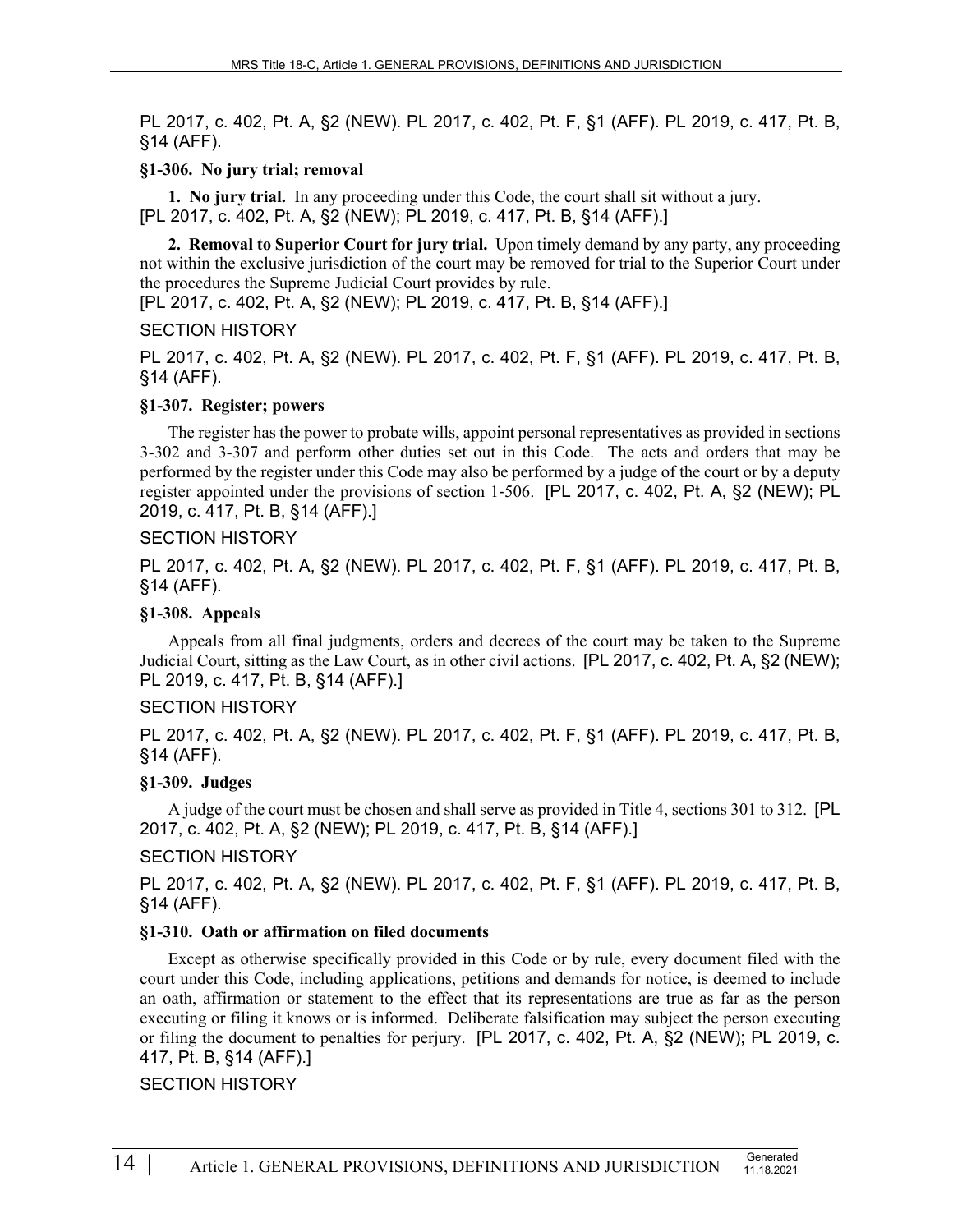PL 2017, c. 402, Pt. A, §2 (NEW). PL 2017, c. 402, Pt. F, §1 (AFF). PL 2019, c. 417, Pt. B, §14 (AFF).

### §1-306. No jury trial; removal

**1. No jury trial.** In any proceeding under this Code, the court shall sit without a jury. [PL 2017, c. 402, Pt. A, §2 (NEW); PL 2019, c. 417, Pt. B, §14 (AFF).]

**2. Removal to Superior Court for jury trial.** Upon timely demand by any party, any proceeding not within the exclusive jurisdiction of the court may be removed for trial to the Superior Court under the procedures the Supreme Judicial Court provides by rule.
[PL 2017, c. 402, Pt. A, §2 (NEW); PL 2019, c. 417, Pt. B, §14 (AFF).]

SECTION HISTORY

PL 2017, c. 402, Pt. A, §2 (NEW). PL 2017, c. 402, Pt. F, §1 (AFF). PL 2019, c. 417, Pt. B, §14 (AFF).

### §1-307. Register; powers

The register has the power to probate wills, appoint personal representatives as provided in sections 3-302 and 3-307 and perform other duties set out in this Code. The acts and orders that may be performed by the register under this Code may also be performed by a judge of the court or by a deputy register appointed under the provisions of section 1-506. [PL 2017, c. 402, Pt. A, §2 (NEW); PL 2019, c. 417, Pt. B, §14 (AFF).]

SECTION HISTORY

PL 2017, c. 402, Pt. A, §2 (NEW). PL 2017, c. 402, Pt. F, §1 (AFF). PL 2019, c. 417, Pt. B, §14 (AFF).

### §1-308. Appeals

Appeals from all final judgments, orders and decrees of the court may be taken to the Supreme Judicial Court, sitting as the Law Court, as in other civil actions. [PL 2017, c. 402, Pt. A, §2 (NEW); PL 2019, c. 417, Pt. B, §14 (AFF).]

SECTION HISTORY

PL 2017, c. 402, Pt. A, §2 (NEW). PL 2017, c. 402, Pt. F, §1 (AFF). PL 2019, c. 417, Pt. B, §14 (AFF).

### §1-309. Judges

A judge of the court must be chosen and shall serve as provided in Title 4, sections 301 to 312. [PL 2017, c. 402, Pt. A, §2 (NEW); PL 2019, c. 417, Pt. B, §14 (AFF).]

SECTION HISTORY

PL 2017, c. 402, Pt. A, §2 (NEW). PL 2017, c. 402, Pt. F, §1 (AFF). PL 2019, c. 417, Pt. B, §14 (AFF).

### §1-310. Oath or affirmation on filed documents

Except as otherwise specifically provided in this Code or by rule, every document filed with the court under this Code, including applications, petitions and demands for notice, is deemed to include an oath, affirmation or statement to the effect that its representations are true as far as the person executing or filing it knows or is informed. Deliberate falsification may subject the person executing or filing the document to penalties for perjury. [PL 2017, c. 402, Pt. A, §2 (NEW); PL 2019, c. 417, Pt. B, §14 (AFF).]

SECTION HISTORY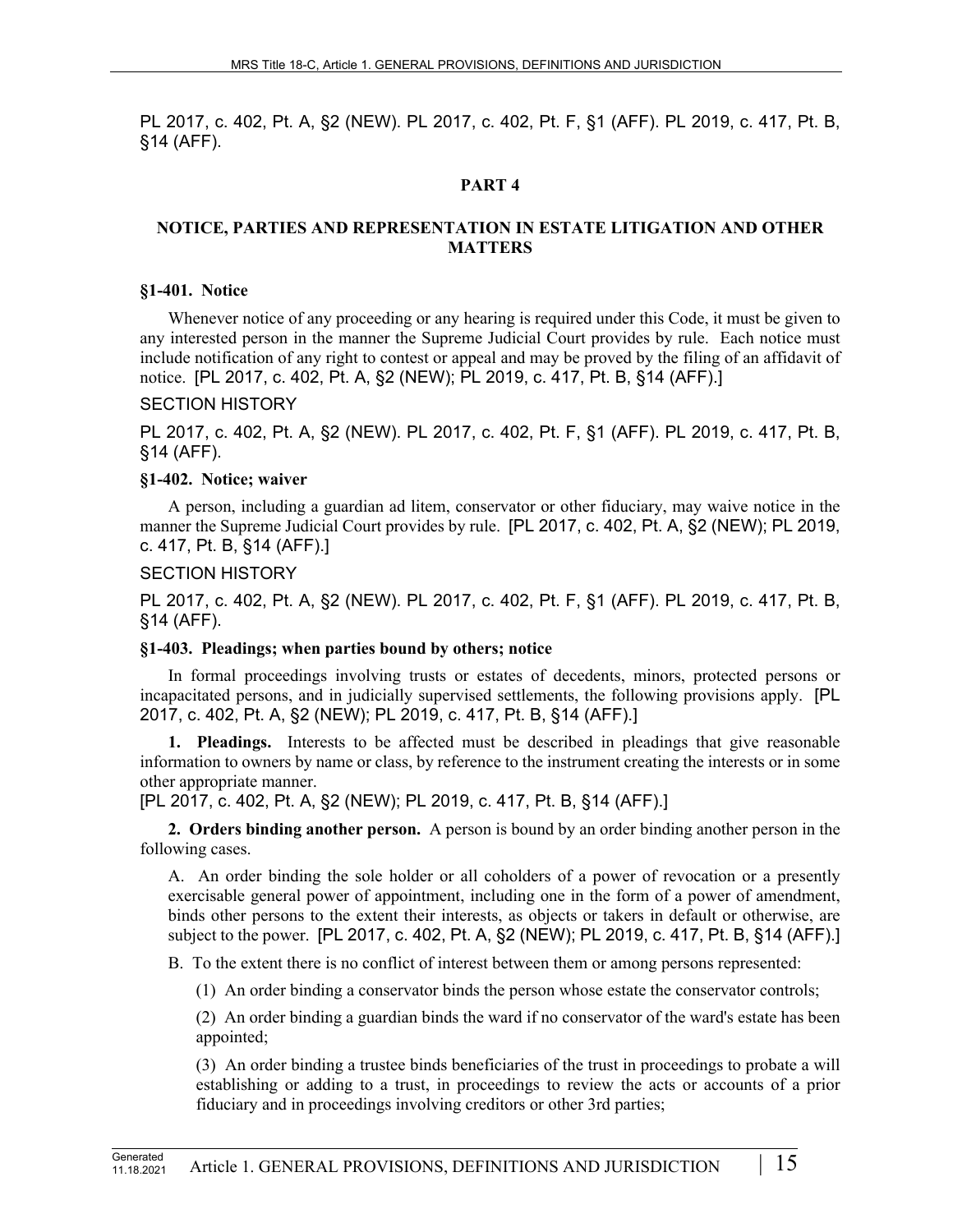PL 2017, c. 402, Pt. A, §2 (NEW). PL 2017, c. 402, Pt. F, §1 (AFF). PL 2019, c. 417, Pt. B, §14 (AFF).

## PART 4

## NOTICE, PARTIES AND REPRESENTATION IN ESTATE LITIGATION AND OTHER MATTERS

### §1-401. Notice

Whenever notice of any proceeding or any hearing is required under this Code, it must be given to any interested person in the manner the Supreme Judicial Court provides by rule. Each notice must include notification of any right to contest or appeal and may be proved by the filing of an affidavit of notice. [PL 2017, c. 402, Pt. A, §2 (NEW); PL 2019, c. 417, Pt. B, §14 (AFF).]

SECTION HISTORY

PL 2017, c. 402, Pt. A, §2 (NEW). PL 2017, c. 402, Pt. F, §1 (AFF). PL 2019, c. 417, Pt. B, §14 (AFF).

### §1-402. Notice; waiver

A person, including a guardian ad litem, conservator or other fiduciary, may waive notice in the manner the Supreme Judicial Court provides by rule. [PL 2017, c. 402, Pt. A, §2 (NEW); PL 2019, c. 417, Pt. B, §14 (AFF).]

SECTION HISTORY

PL 2017, c. 402, Pt. A, §2 (NEW). PL 2017, c. 402, Pt. F, §1 (AFF). PL 2019, c. 417, Pt. B, §14 (AFF).

### §1-403. Pleadings; when parties bound by others; notice

In formal proceedings involving trusts or estates of decedents, minors, protected persons or incapacitated persons, and in judicially supervised settlements, the following provisions apply. [PL 2017, c. 402, Pt. A, §2 (NEW); PL 2019, c. 417, Pt. B, §14 (AFF).]

**1. Pleadings.** Interests to be affected must be described in pleadings that give reasonable information to owners by name or class, by reference to the instrument creating the interests or in some other appropriate manner.

[PL 2017, c. 402, Pt. A, §2 (NEW); PL 2019, c. 417, Pt. B, §14 (AFF).]

**2. Orders binding another person.** A person is bound by an order binding another person in the following cases.

A. An order binding the sole holder or all coholders of a power of revocation or a presently exercisable general power of appointment, including one in the form of a power of amendment, binds other persons to the extent their interests, as objects or takers in default or otherwise, are subject to the power. [PL 2017, c. 402, Pt. A, §2 (NEW); PL 2019, c. 417, Pt. B, §14 (AFF).]

B. To the extent there is no conflict of interest between them or among persons represented:

(1) An order binding a conservator binds the person whose estate the conservator controls;

(2) An order binding a guardian binds the ward if no conservator of the ward's estate has been appointed;

(3) An order binding a trustee binds beneficiaries of the trust in proceedings to probate a will establishing or adding to a trust, in proceedings to review the acts or accounts of a prior fiduciary and in proceedings involving creditors or other 3rd parties;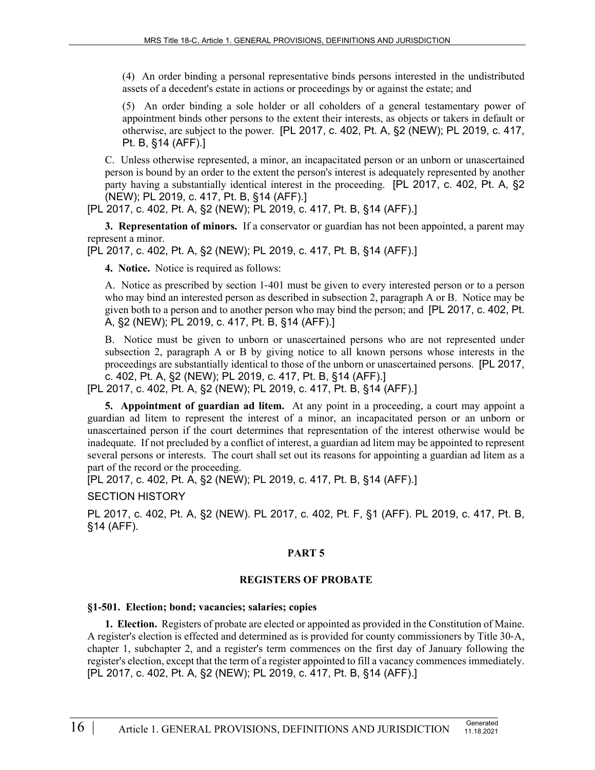(4) An order binding a personal representative binds persons interested in the undistributed assets of a decedent's estate in actions or proceedings by or against the estate; and

(5) An order binding a sole holder or all coholders of a general testamentary power of appointment binds other persons to the extent their interests, as objects or takers in default or otherwise, are subject to the power. [PL 2017, c. 402, Pt. A, §2 (NEW); PL 2019, c. 417, Pt. B, §14 (AFF).]

C. Unless otherwise represented, a minor, an incapacitated person or an unborn or unascertained person is bound by an order to the extent the person's interest is adequately represented by another party having a substantially identical interest in the proceeding. [PL 2017, c. 402, Pt. A, §2 (NEW); PL 2019, c. 417, Pt. B, §14 (AFF).]

[PL 2017, c. 402, Pt. A, §2 (NEW); PL 2019, c. 417, Pt. B, §14 (AFF).]

**3. Representation of minors.** If a conservator or guardian has not been appointed, a parent may represent a minor.

[PL 2017, c. 402, Pt. A, §2 (NEW); PL 2019, c. 417, Pt. B, §14 (AFF).]

**4. Notice.** Notice is required as follows:

A. Notice as prescribed by section 1-401 must be given to every interested person or to a person who may bind an interested person as described in subsection 2, paragraph A or B. Notice may be given both to a person and to another person who may bind the person; and [PL 2017, c. 402, Pt. A, §2 (NEW); PL 2019, c. 417, Pt. B, §14 (AFF).]

B. Notice must be given to unborn or unascertained persons who are not represented under subsection 2, paragraph A or B by giving notice to all known persons whose interests in the proceedings are substantially identical to those of the unborn or unascertained persons. [PL 2017, c. 402, Pt. A, §2 (NEW); PL 2019, c. 417, Pt. B, §14 (AFF).]

[PL 2017, c. 402, Pt. A, §2 (NEW); PL 2019, c. 417, Pt. B, §14 (AFF).]

**5. Appointment of guardian ad litem.** At any point in a proceeding, a court may appoint a guardian ad litem to represent the interest of a minor, an incapacitated person or an unborn or unascertained person if the court determines that representation of the interest otherwise would be inadequate. If not precluded by a conflict of interest, a guardian ad litem may be appointed to represent several persons or interests. The court shall set out its reasons for appointing a guardian ad litem as a part of the record or the proceeding.

[PL 2017, c. 402, Pt. A, §2 (NEW); PL 2019, c. 417, Pt. B, §14 (AFF).]

SECTION HISTORY

PL 2017, c. 402, Pt. A, §2 (NEW). PL 2017, c. 402, Pt. F, §1 (AFF). PL 2019, c. 417, Pt. B, §14 (AFF).

## PART 5

## REGISTERS OF PROBATE

### §1-501. Election; bond; vacancies; salaries; copies

**1. Election.** Registers of probate are elected or appointed as provided in the Constitution of Maine. A register's election is effected and determined as is provided for county commissioners by Title 30-A, chapter 1, subchapter 2, and a register's term commences on the first day of January following the register's election, except that the term of a register appointed to fill a vacancy commences immediately. [PL 2017, c. 402, Pt. A, §2 (NEW); PL 2019, c. 417, Pt. B, §14 (AFF).]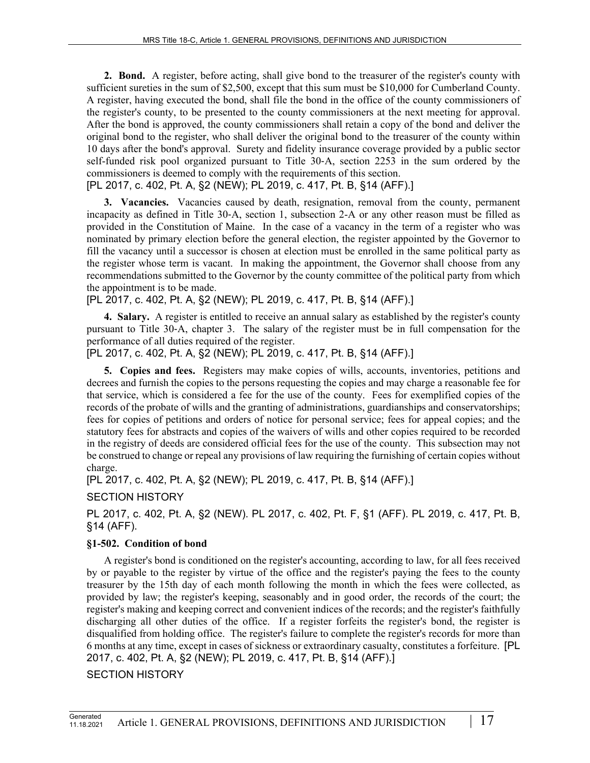**2. Bond.** A register, before acting, shall give bond to the treasurer of the register's county with sufficient sureties in the sum of $2,500, except that this sum must be $10,000 for Cumberland County. A register, having executed the bond, shall file the bond in the office of the county commissioners of the register's county, to be presented to the county commissioners at the next meeting for approval. After the bond is approved, the county commissioners shall retain a copy of the bond and deliver the original bond to the register, who shall deliver the original bond to the treasurer of the county within 10 days after the bond's approval. Surety and fidelity insurance coverage provided by a public sector self-funded risk pool organized pursuant to Title 30-A, section 2253 in the sum ordered by the commissioners is deemed to comply with the requirements of this section.
[PL 2017, c. 402, Pt. A, §2 (NEW); PL 2019, c. 417, Pt. B, §14 (AFF).]

**3. Vacancies.** Vacancies caused by death, resignation, removal from the county, permanent incapacity as defined in Title 30-A, section 1, subsection 2-A or any other reason must be filled as provided in the Constitution of Maine. In the case of a vacancy in the term of a register who was nominated by primary election before the general election, the register appointed by the Governor to fill the vacancy until a successor is chosen at election must be enrolled in the same political party as the register whose term is vacant. In making the appointment, the Governor shall choose from any recommendations submitted to the Governor by the county committee of the political party from which the appointment is to be made.
[PL 2017, c. 402, Pt. A, §2 (NEW); PL 2019, c. 417, Pt. B, §14 (AFF).]

**4. Salary.** A register is entitled to receive an annual salary as established by the register's county pursuant to Title 30-A, chapter 3. The salary of the register must be in full compensation for the performance of all duties required of the register.
[PL 2017, c. 402, Pt. A, §2 (NEW); PL 2019, c. 417, Pt. B, §14 (AFF).]

**5. Copies and fees.** Registers may make copies of wills, accounts, inventories, petitions and decrees and furnish the copies to the persons requesting the copies and may charge a reasonable fee for that service, which is considered a fee for the use of the county. Fees for exemplified copies of the records of the probate of wills and the granting of administrations, guardianships and conservatorships; fees for copies of petitions and orders of notice for personal service; fees for appeal copies; and the statutory fees for abstracts and copies of the waivers of wills and other copies required to be recorded in the registry of deeds are considered official fees for the use of the county. This subsection may not be construed to change or repeal any provisions of law requiring the furnishing of certain copies without charge.
[PL 2017, c. 402, Pt. A, §2 (NEW); PL 2019, c. 417, Pt. B, §14 (AFF).]

SECTION HISTORY

PL 2017, c. 402, Pt. A, §2 (NEW). PL 2017, c. 402, Pt. F, §1 (AFF). PL 2019, c. 417, Pt. B, §14 (AFF).

### §1-502. Condition of bond

A register's bond is conditioned on the register's accounting, according to law, for all fees received by or payable to the register by virtue of the office and the register's paying the fees to the county treasurer by the 15th day of each month following the month in which the fees were collected, as provided by law; the register's keeping, seasonably and in good order, the records of the court; the register's making and keeping correct and convenient indices of the records; and the register's faithfully discharging all other duties of the office. If a register forfeits the register's bond, the register is disqualified from holding office. The register's failure to complete the register's records for more than 6 months at any time, except in cases of sickness or extraordinary casualty, constitutes a forfeiture. [PL 2017, c. 402, Pt. A, §2 (NEW); PL 2019, c. 417, Pt. B, §14 (AFF).]

SECTION HISTORY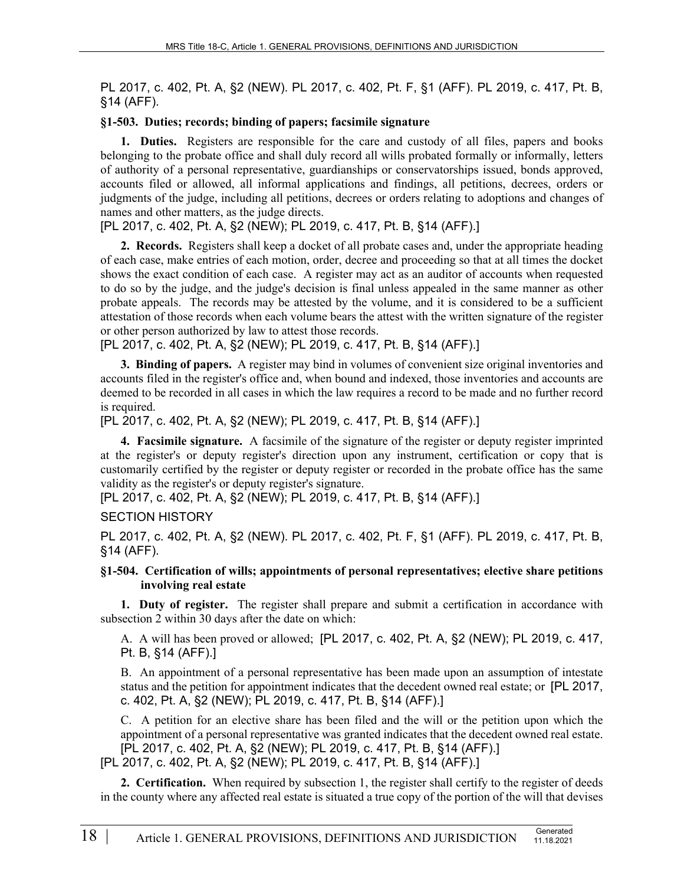PL 2017, c. 402, Pt. A, §2 (NEW). PL 2017, c. 402, Pt. F, §1 (AFF). PL 2019, c. 417, Pt. B, §14 (AFF).

### §1-503. Duties; records; binding of papers; facsimile signature

**1. Duties.** Registers are responsible for the care and custody of all files, papers and books belonging to the probate office and shall duly record all wills probated formally or informally, letters of authority of a personal representative, guardianships or conservatorships issued, bonds approved, accounts filed or allowed, all informal applications and findings, all petitions, decrees, orders or judgments of the judge, including all petitions, decrees or orders relating to adoptions and changes of names and other matters, as the judge directs.

[PL 2017, c. 402, Pt. A, §2 (NEW); PL 2019, c. 417, Pt. B, §14 (AFF).]

**2. Records.** Registers shall keep a docket of all probate cases and, under the appropriate heading of each case, make entries of each motion, order, decree and proceeding so that at all times the docket shows the exact condition of each case. A register may act as an auditor of accounts when requested to do so by the judge, and the judge's decision is final unless appealed in the same manner as other probate appeals. The records may be attested by the volume, and it is considered to be a sufficient attestation of those records when each volume bears the attest with the written signature of the register or other person authorized by law to attest those records.

[PL 2017, c. 402, Pt. A, §2 (NEW); PL 2019, c. 417, Pt. B, §14 (AFF).]

**3. Binding of papers.** A register may bind in volumes of convenient size original inventories and accounts filed in the register's office and, when bound and indexed, those inventories and accounts are deemed to be recorded in all cases in which the law requires a record to be made and no further record is required.

[PL 2017, c. 402, Pt. A, §2 (NEW); PL 2019, c. 417, Pt. B, §14 (AFF).]

**4. Facsimile signature.** A facsimile of the signature of the register or deputy register imprinted at the register's or deputy register's direction upon any instrument, certification or copy that is customarily certified by the register or deputy register or recorded in the probate office has the same validity as the register's or deputy register's signature.

[PL 2017, c. 402, Pt. A, §2 (NEW); PL 2019, c. 417, Pt. B, §14 (AFF).]

SECTION HISTORY

PL 2017, c. 402, Pt. A, §2 (NEW). PL 2017, c. 402, Pt. F, §1 (AFF). PL 2019, c. 417, Pt. B, §14 (AFF).

### §1-504. Certification of wills; appointments of personal representatives; elective share petitions involving real estate

**1. Duty of register.** The register shall prepare and submit a certification in accordance with subsection 2 within 30 days after the date on which:

A. A will has been proved or allowed; [PL 2017, c. 402, Pt. A, §2 (NEW); PL 2019, c. 417, Pt. B, §14 (AFF).]

B. An appointment of a personal representative has been made upon an assumption of intestate status and the petition for appointment indicates that the decedent owned real estate; or [PL 2017, c. 402, Pt. A, §2 (NEW); PL 2019, c. 417, Pt. B, §14 (AFF).]

C. A petition for an elective share has been filed and the will or the petition upon which the appointment of a personal representative was granted indicates that the decedent owned real estate. [PL 2017, c. 402, Pt. A, §2 (NEW); PL 2019, c. 417, Pt. B, §14 (AFF).]

[PL 2017, c. 402, Pt. A, §2 (NEW); PL 2019, c. 417, Pt. B, §14 (AFF).]

**2. Certification.** When required by subsection 1, the register shall certify to the register of deeds in the county where any affected real estate is situated a true copy of the portion of the will that devises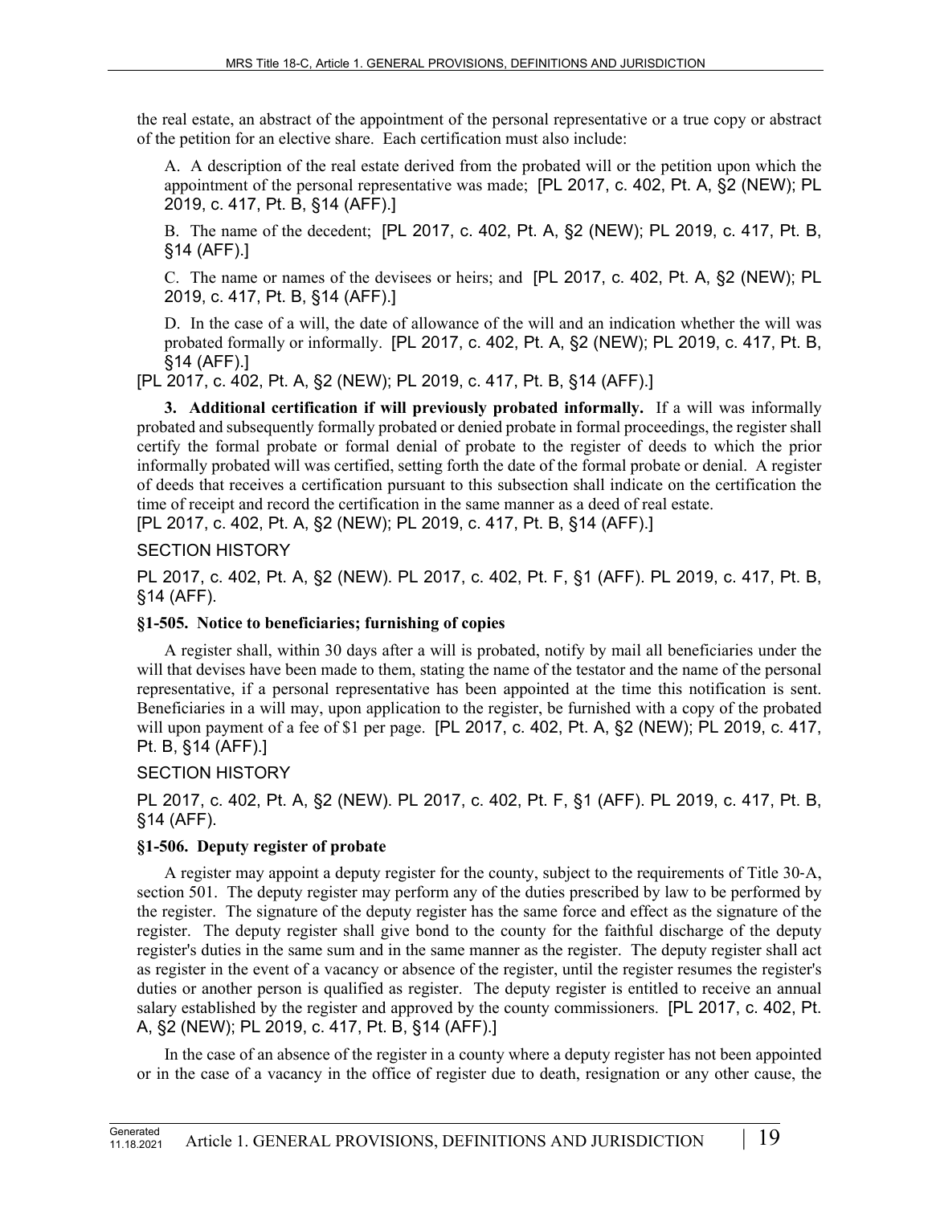the real estate, an abstract of the appointment of the personal representative or a true copy or abstract of the petition for an elective share. Each certification must also include:

A. A description of the real estate derived from the probated will or the petition upon which the appointment of the personal representative was made; [PL 2017, c. 402, Pt. A, §2 (NEW); PL 2019, c. 417, Pt. B, §14 (AFF).]

B. The name of the decedent; [PL 2017, c. 402, Pt. A, §2 (NEW); PL 2019, c. 417, Pt. B, §14 (AFF).]

C. The name or names of the devisees or heirs; and [PL 2017, c. 402, Pt. A, §2 (NEW); PL 2019, c. 417, Pt. B, §14 (AFF).]

D. In the case of a will, the date of allowance of the will and an indication whether the will was probated formally or informally. [PL 2017, c. 402, Pt. A, §2 (NEW); PL 2019, c. 417, Pt. B, §14 (AFF).]

[PL 2017, c. 402, Pt. A, §2 (NEW); PL 2019, c. 417, Pt. B, §14 (AFF).]

**3. Additional certification if will previously probated informally.** If a will was informally probated and subsequently formally probated or denied probate in formal proceedings, the register shall certify the formal probate or formal denial of probate to the register of deeds to which the prior informally probated will was certified, setting forth the date of the formal probate or denial. A register of deeds that receives a certification pursuant to this subsection shall indicate on the certification the time of receipt and record the certification in the same manner as a deed of real estate.
[PL 2017, c. 402, Pt. A, §2 (NEW); PL 2019, c. 417, Pt. B, §14 (AFF).]

SECTION HISTORY

PL 2017, c. 402, Pt. A, §2 (NEW). PL 2017, c. 402, Pt. F, §1 (AFF). PL 2019, c. 417, Pt. B, §14 (AFF).

### §1-505. Notice to beneficiaries; furnishing of copies

A register shall, within 30 days after a will is probated, notify by mail all beneficiaries under the will that devises have been made to them, stating the name of the testator and the name of the personal representative, if a personal representative has been appointed at the time this notification is sent. Beneficiaries in a will may, upon application to the register, be furnished with a copy of the probated will upon payment of a fee of $1 per page. [PL 2017, c. 402, Pt. A, §2 (NEW); PL 2019, c. 417, Pt. B, §14 (AFF).]

SECTION HISTORY

PL 2017, c. 402, Pt. A, §2 (NEW). PL 2017, c. 402, Pt. F, §1 (AFF). PL 2019, c. 417, Pt. B, §14 (AFF).

### §1-506. Deputy register of probate

A register may appoint a deputy register for the county, subject to the requirements of Title 30-A, section 501. The deputy register may perform any of the duties prescribed by law to be performed by the register. The signature of the deputy register has the same force and effect as the signature of the register. The deputy register shall give bond to the county for the faithful discharge of the deputy register's duties in the same sum and in the same manner as the register. The deputy register shall act as register in the event of a vacancy or absence of the register, until the register resumes the register's duties or another person is qualified as register. The deputy register is entitled to receive an annual salary established by the register and approved by the county commissioners. [PL 2017, c. 402, Pt. A, §2 (NEW); PL 2019, c. 417, Pt. B, §14 (AFF).]

In the case of an absence of the register in a county where a deputy register has not been appointed or in the case of a vacancy in the office of register due to death, resignation or any other cause, the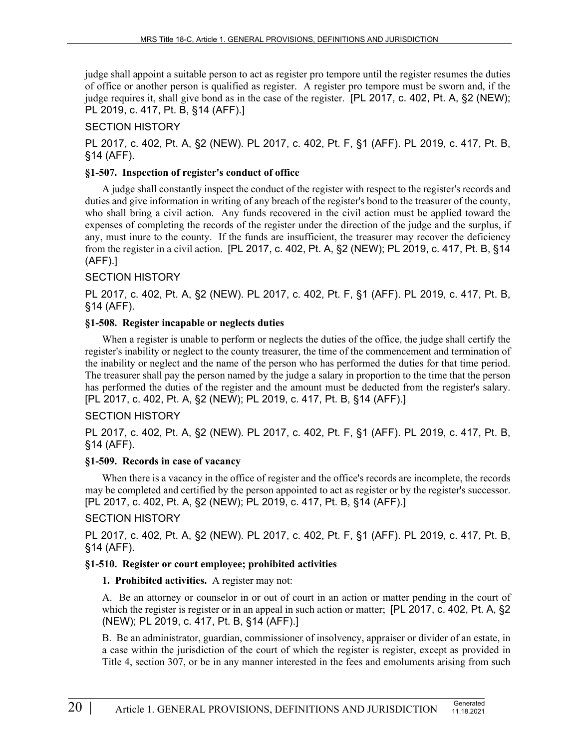judge shall appoint a suitable person to act as register pro tempore until the register resumes the duties of office or another person is qualified as register. A register pro tempore must be sworn and, if the judge requires it, shall give bond as in the case of the register. [PL 2017, c. 402, Pt. A, §2 (NEW); PL 2019, c. 417, Pt. B, §14 (AFF).]

SECTION HISTORY

PL 2017, c. 402, Pt. A, §2 (NEW). PL 2017, c. 402, Pt. F, §1 (AFF). PL 2019, c. 417, Pt. B, §14 (AFF).

### §1-507. Inspection of register's conduct of office

A judge shall constantly inspect the conduct of the register with respect to the register's records and duties and give information in writing of any breach of the register's bond to the treasurer of the county, who shall bring a civil action. Any funds recovered in the civil action must be applied toward the expenses of completing the records of the register under the direction of the judge and the surplus, if any, must inure to the county. If the funds are insufficient, the treasurer may recover the deficiency from the register in a civil action. [PL 2017, c. 402, Pt. A, §2 (NEW); PL 2019, c. 417, Pt. B, §14 (AFF).]

SECTION HISTORY

PL 2017, c. 402, Pt. A, §2 (NEW). PL 2017, c. 402, Pt. F, §1 (AFF). PL 2019, c. 417, Pt. B, §14 (AFF).

### §1-508. Register incapable or neglects duties

When a register is unable to perform or neglects the duties of the office, the judge shall certify the register's inability or neglect to the county treasurer, the time of the commencement and termination of the inability or neglect and the name of the person who has performed the duties for that time period. The treasurer shall pay the person named by the judge a salary in proportion to the time that the person has performed the duties of the register and the amount must be deducted from the register's salary. [PL 2017, c. 402, Pt. A, §2 (NEW); PL 2019, c. 417, Pt. B, §14 (AFF).]

SECTION HISTORY

PL 2017, c. 402, Pt. A, §2 (NEW). PL 2017, c. 402, Pt. F, §1 (AFF). PL 2019, c. 417, Pt. B, §14 (AFF).

### §1-509. Records in case of vacancy

When there is a vacancy in the office of register and the office's records are incomplete, the records may be completed and certified by the person appointed to act as register or by the register's successor. [PL 2017, c. 402, Pt. A, §2 (NEW); PL 2019, c. 417, Pt. B, §14 (AFF).]

SECTION HISTORY

PL 2017, c. 402, Pt. A, §2 (NEW). PL 2017, c. 402, Pt. F, §1 (AFF). PL 2019, c. 417, Pt. B, §14 (AFF).

### §1-510. Register or court employee; prohibited activities

**1. Prohibited activities.** A register may not:

A. Be an attorney or counselor in or out of court in an action or matter pending in the court of which the register is register or in an appeal in such action or matter; [PL 2017, c. 402, Pt. A, §2 (NEW); PL 2019, c. 417, Pt. B, §14 (AFF).]

B. Be an administrator, guardian, commissioner of insolvency, appraiser or divider of an estate, in a case within the jurisdiction of the court of which the register is register, except as provided in Title 4, section 307, or be in any manner interested in the fees and emoluments arising from such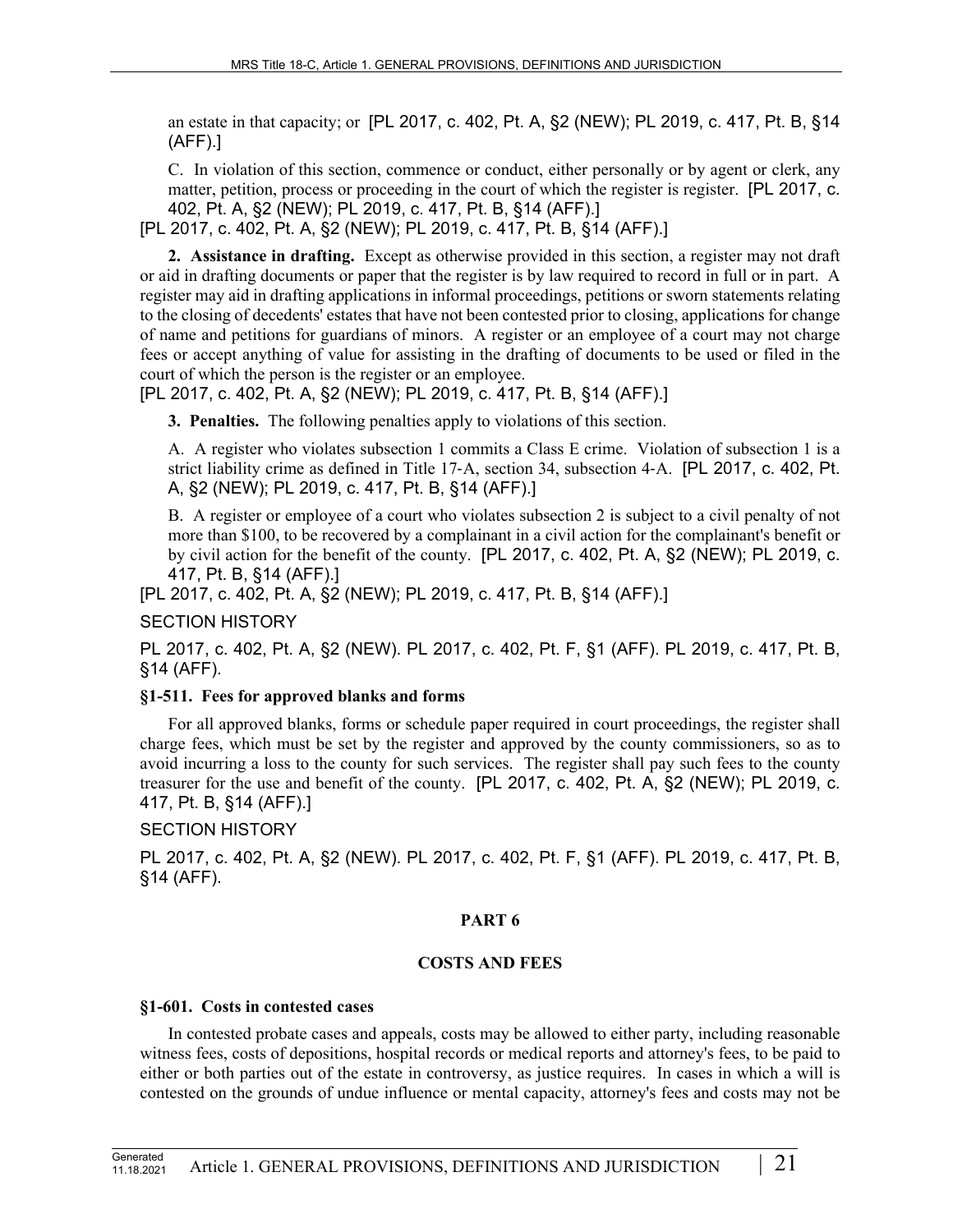an estate in that capacity; or [PL 2017, c. 402, Pt. A, §2 (NEW); PL 2019, c. 417, Pt. B, §14 (AFF).]

C. In violation of this section, commence or conduct, either personally or by agent or clerk, any matter, petition, process or proceeding in the court of which the register is register. [PL 2017, c. 402, Pt. A, §2 (NEW); PL 2019, c. 417, Pt. B, §14 (AFF).]

[PL 2017, c. 402, Pt. A, §2 (NEW); PL 2019, c. 417, Pt. B, §14 (AFF).]

**2. Assistance in drafting.** Except as otherwise provided in this section, a register may not draft or aid in drafting documents or paper that the register is by law required to record in full or in part. A register may aid in drafting applications in informal proceedings, petitions or sworn statements relating to the closing of decedents' estates that have not been contested prior to closing, applications for change of name and petitions for guardians of minors. A register or an employee of a court may not charge fees or accept anything of value for assisting in the drafting of documents to be used or filed in the court of which the person is the register or an employee.

[PL 2017, c. 402, Pt. A, §2 (NEW); PL 2019, c. 417, Pt. B, §14 (AFF).]

**3. Penalties.** The following penalties apply to violations of this section.

A. A register who violates subsection 1 commits a Class E crime. Violation of subsection 1 is a strict liability crime as defined in Title 17-A, section 34, subsection 4-A. [PL 2017, c. 402, Pt. A, §2 (NEW); PL 2019, c. 417, Pt. B, §14 (AFF).]

B. A register or employee of a court who violates subsection 2 is subject to a civil penalty of not more than $100, to be recovered by a complainant in a civil action for the complainant's benefit or by civil action for the benefit of the county. [PL 2017, c. 402, Pt. A, §2 (NEW); PL 2019, c. 417, Pt. B, §14 (AFF).]

[PL 2017, c. 402, Pt. A, §2 (NEW); PL 2019, c. 417, Pt. B, §14 (AFF).]

SECTION HISTORY

PL 2017, c. 402, Pt. A, §2 (NEW). PL 2017, c. 402, Pt. F, §1 (AFF). PL 2019, c. 417, Pt. B, §14 (AFF).

### §1-511. Fees for approved blanks and forms

For all approved blanks, forms or schedule paper required in court proceedings, the register shall charge fees, which must be set by the register and approved by the county commissioners, so as to avoid incurring a loss to the county for such services. The register shall pay such fees to the county treasurer for the use and benefit of the county. [PL 2017, c. 402, Pt. A, §2 (NEW); PL 2019, c. 417, Pt. B, §14 (AFF).]

SECTION HISTORY

PL 2017, c. 402, Pt. A, §2 (NEW). PL 2017, c. 402, Pt. F, §1 (AFF). PL 2019, c. 417, Pt. B, §14 (AFF).

## PART 6

## COSTS AND FEES

### §1-601. Costs in contested cases

In contested probate cases and appeals, costs may be allowed to either party, including reasonable witness fees, costs of depositions, hospital records or medical reports and attorney's fees, to be paid to either or both parties out of the estate in controversy, as justice requires. In cases in which a will is contested on the grounds of undue influence or mental capacity, attorney's fees and costs may not be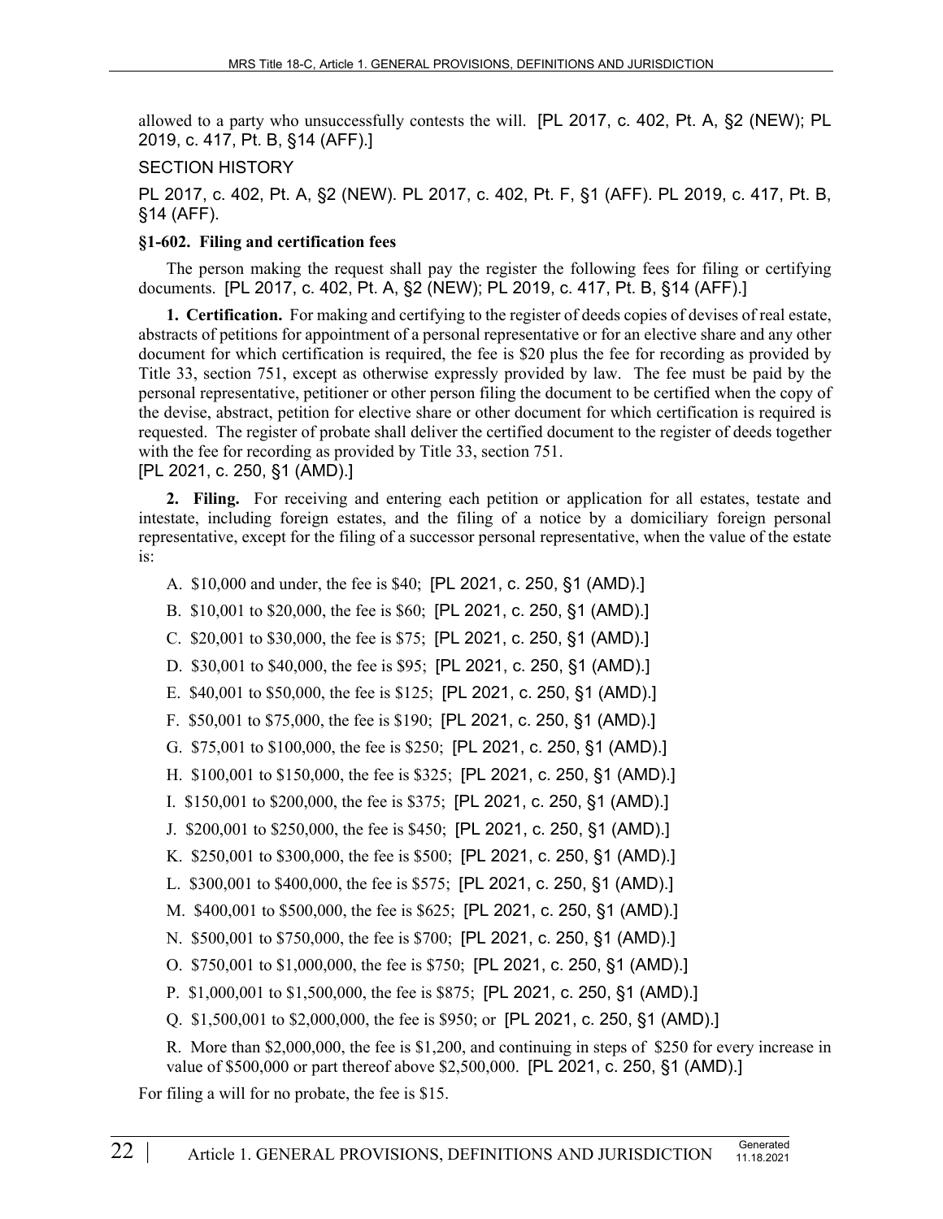allowed to a party who unsuccessfully contests the will. [PL 2017, c. 402, Pt. A, §2 (NEW); PL 2019, c. 417, Pt. B, §14 (AFF).]

SECTION HISTORY

PL 2017, c. 402, Pt. A, §2 (NEW). PL 2017, c. 402, Pt. F, §1 (AFF). PL 2019, c. 417, Pt. B, §14 (AFF).

**§1-602. Filing and certification fees**

The person making the request shall pay the register the following fees for filing or certifying documents. [PL 2017, c. 402, Pt. A, §2 (NEW); PL 2019, c. 417, Pt. B, §14 (AFF).]

**1. Certification.** For making and certifying to the register of deeds copies of devises of real estate, abstracts of petitions for appointment of a personal representative or for an elective share and any other document for which certification is required, the fee is $20 plus the fee for recording as provided by Title 33, section 751, except as otherwise expressly provided by law. The fee must be paid by the personal representative, petitioner or other person filing the document to be certified when the copy of the devise, abstract, petition for elective share or other document for which certification is required is requested. The register of probate shall deliver the certified document to the register of deeds together with the fee for recording as provided by Title 33, section 751.
[PL 2021, c. 250, §1 (AMD).]

**2. Filing.** For receiving and entering each petition or application for all estates, testate and intestate, including foreign estates, and the filing of a notice by a domiciliary foreign personal representative, except for the filing of a successor personal representative, when the value of the estate is:

A. $10,000 and under, the fee is $40; [PL 2021, c. 250, §1 (AMD).]

B. $10,001 to $20,000, the fee is $60; [PL 2021, c. 250, §1 (AMD).]

C. $20,001 to $30,000, the fee is $75; [PL 2021, c. 250, §1 (AMD).]

D. $30,001 to $40,000, the fee is $95; [PL 2021, c. 250, §1 (AMD).]

E. $40,001 to $50,000, the fee is $125; [PL 2021, c. 250, §1 (AMD).]

F. $50,001 to $75,000, the fee is $190; [PL 2021, c. 250, §1 (AMD).]

G. $75,001 to $100,000, the fee is $250; [PL 2021, c. 250, §1 (AMD).]

H. $100,001 to $150,000, the fee is $325; [PL 2021, c. 250, §1 (AMD).]

I. $150,001 to $200,000, the fee is $375; [PL 2021, c. 250, §1 (AMD).]

J. $200,001 to $250,000, the fee is $450; [PL 2021, c. 250, §1 (AMD).]

K. $250,001 to $300,000, the fee is $500; [PL 2021, c. 250, §1 (AMD).]

L. $300,001 to $400,000, the fee is $575; [PL 2021, c. 250, §1 (AMD).]

M. $400,001 to $500,000, the fee is $625; [PL 2021, c. 250, §1 (AMD).]

N. $500,001 to $750,000, the fee is $700; [PL 2021, c. 250, §1 (AMD).]

O. $750,001 to $1,000,000, the fee is $750; [PL 2021, c. 250, §1 (AMD).]

P. $1,000,001 to $1,500,000, the fee is $875; [PL 2021, c. 250, §1 (AMD).]

Q. $1,500,001 to $2,000,000, the fee is $950; or [PL 2021, c. 250, §1 (AMD).]

R. More than $2,000,000, the fee is $1,200, and continuing in steps of $250 for every increase in value of $500,000 or part thereof above $2,500,000. [PL 2021, c. 250, §1 (AMD).]

For filing a will for no probate, the fee is $15.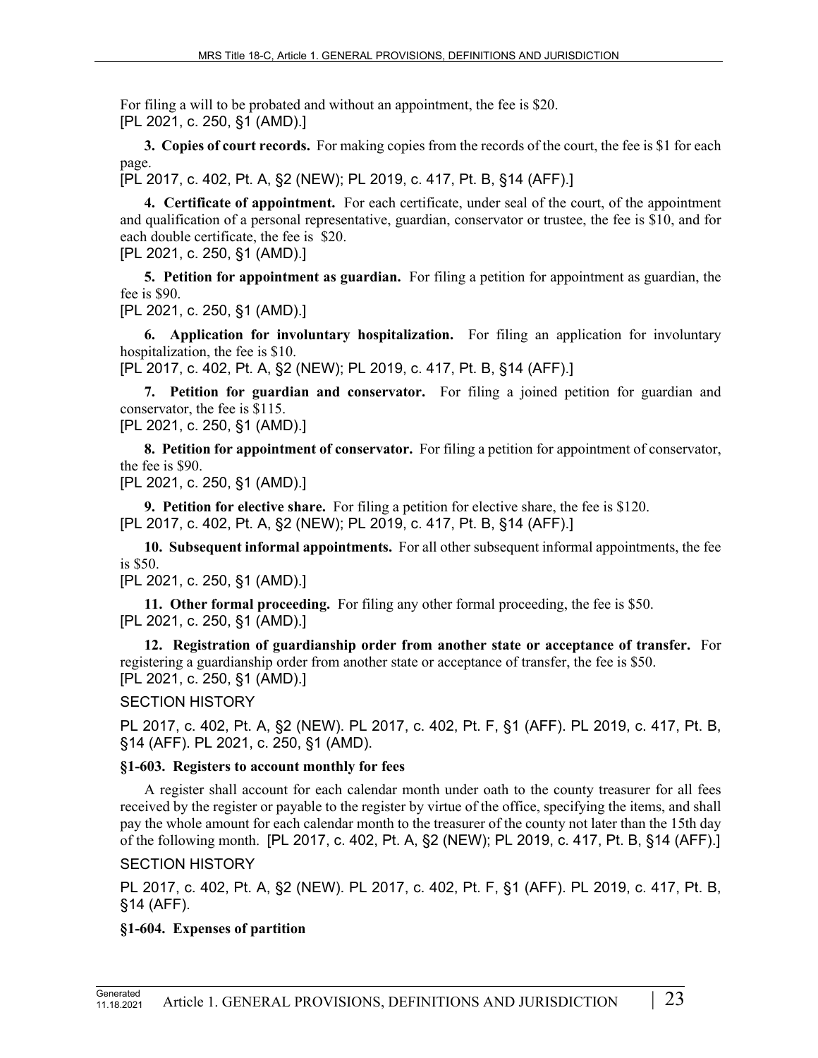For filing a will to be probated and without an appointment, the fee is $20.
[PL 2021, c. 250, §1 (AMD).]

**3. Copies of court records.** For making copies from the records of the court, the fee is $1 for each page.
[PL 2017, c. 402, Pt. A, §2 (NEW); PL 2019, c. 417, Pt. B, §14 (AFF).]

**4. Certificate of appointment.** For each certificate, under seal of the court, of the appointment and qualification of a personal representative, guardian, conservator or trustee, the fee is $10, and for each double certificate, the fee is $20.
[PL 2021, c. 250, §1 (AMD).]

**5. Petition for appointment as guardian.** For filing a petition for appointment as guardian, the fee is $90.
[PL 2021, c. 250, §1 (AMD).]

**6. Application for involuntary hospitalization.** For filing an application for involuntary hospitalization, the fee is $10.
[PL 2017, c. 402, Pt. A, §2 (NEW); PL 2019, c. 417, Pt. B, §14 (AFF).]

**7. Petition for guardian and conservator.** For filing a joined petition for guardian and conservator, the fee is $115.
[PL 2021, c. 250, §1 (AMD).]

**8. Petition for appointment of conservator.** For filing a petition for appointment of conservator, the fee is $90.
[PL 2021, c. 250, §1 (AMD).]

**9. Petition for elective share.** For filing a petition for elective share, the fee is $120.
[PL 2017, c. 402, Pt. A, §2 (NEW); PL 2019, c. 417, Pt. B, §14 (AFF).]

**10. Subsequent informal appointments.** For all other subsequent informal appointments, the fee is $50.
[PL 2021, c. 250, §1 (AMD).]

**11. Other formal proceeding.** For filing any other formal proceeding, the fee is $50.
[PL 2021, c. 250, §1 (AMD).]

**12. Registration of guardianship order from another state or acceptance of transfer.** For registering a guardianship order from another state or acceptance of transfer, the fee is $50.
[PL 2021, c. 250, §1 (AMD).]

SECTION HISTORY

PL 2017, c. 402, Pt. A, §2 (NEW). PL 2017, c. 402, Pt. F, §1 (AFF). PL 2019, c. 417, Pt. B, §14 (AFF). PL 2021, c. 250, §1 (AMD).

**§1-603. Registers to account monthly for fees**

A register shall account for each calendar month under oath to the county treasurer for all fees received by the register or payable to the register by virtue of the office, specifying the items, and shall pay the whole amount for each calendar month to the treasurer of the county not later than the 15th day of the following month. [PL 2017, c. 402, Pt. A, §2 (NEW); PL 2019, c. 417, Pt. B, §14 (AFF).]

SECTION HISTORY

PL 2017, c. 402, Pt. A, §2 (NEW). PL 2017, c. 402, Pt. F, §1 (AFF). PL 2019, c. 417, Pt. B, §14 (AFF).

**§1-604. Expenses of partition**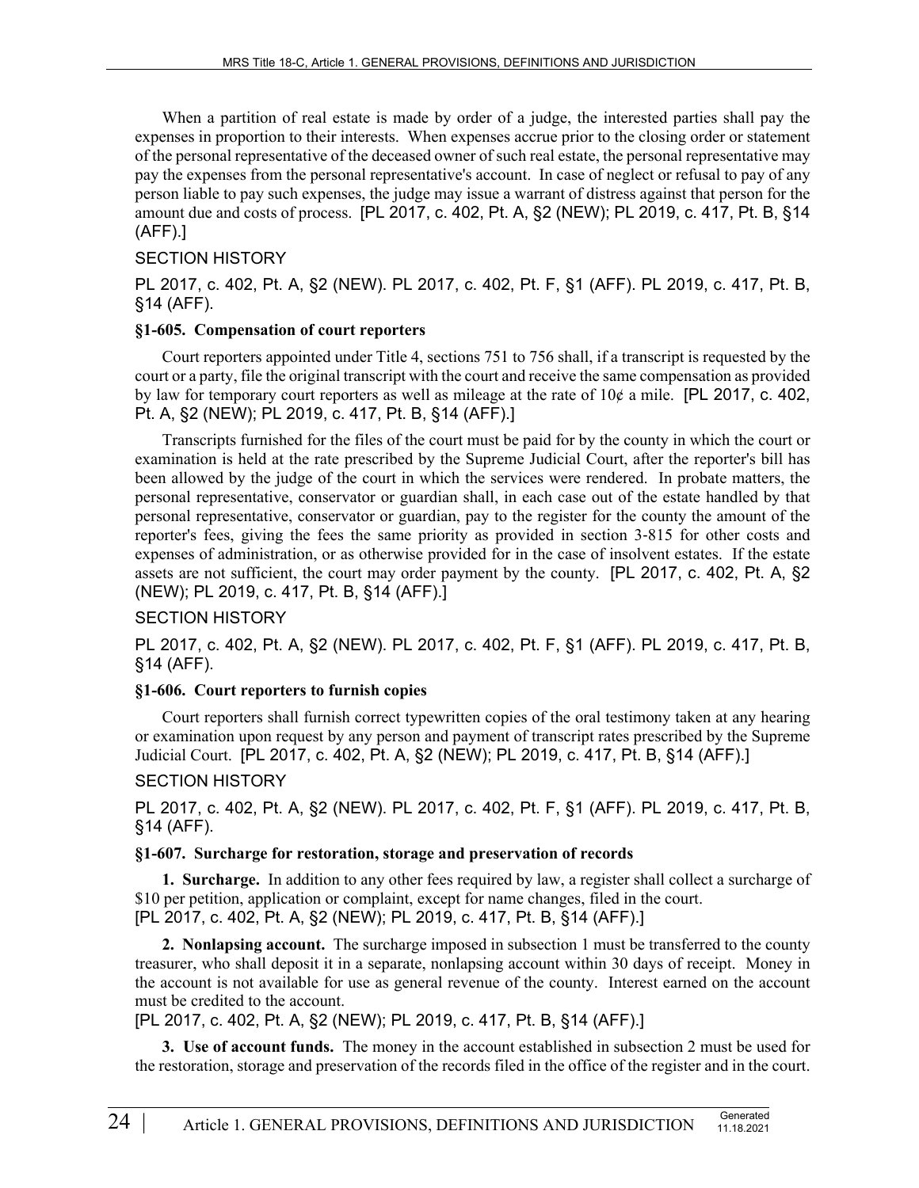When a partition of real estate is made by order of a judge, the interested parties shall pay the expenses in proportion to their interests. When expenses accrue prior to the closing order or statement of the personal representative of the deceased owner of such real estate, the personal representative may pay the expenses from the personal representative's account. In case of neglect or refusal to pay of any person liable to pay such expenses, the judge may issue a warrant of distress against that person for the amount due and costs of process. [PL 2017, c. 402, Pt. A, §2 (NEW); PL 2019, c. 417, Pt. B, §14 (AFF).]

SECTION HISTORY

PL 2017, c. 402, Pt. A, §2 (NEW). PL 2017, c. 402, Pt. F, §1 (AFF). PL 2019, c. 417, Pt. B, §14 (AFF).

**§1-605. Compensation of court reporters**

Court reporters appointed under Title 4, sections 751 to 756 shall, if a transcript is requested by the court or a party, file the original transcript with the court and receive the same compensation as provided by law for temporary court reporters as well as mileage at the rate of 10¢ a mile. [PL 2017, c. 402, Pt. A, §2 (NEW); PL 2019, c. 417, Pt. B, §14 (AFF).]

Transcripts furnished for the files of the court must be paid for by the county in which the court or examination is held at the rate prescribed by the Supreme Judicial Court, after the reporter's bill has been allowed by the judge of the court in which the services were rendered. In probate matters, the personal representative, conservator or guardian shall, in each case out of the estate handled by that personal representative, conservator or guardian, pay to the register for the county the amount of the reporter's fees, giving the fees the same priority as provided in section 3-815 for other costs and expenses of administration, or as otherwise provided for in the case of insolvent estates. If the estate assets are not sufficient, the court may order payment by the county. [PL 2017, c. 402, Pt. A, §2 (NEW); PL 2019, c. 417, Pt. B, §14 (AFF).]

SECTION HISTORY

PL 2017, c. 402, Pt. A, §2 (NEW). PL 2017, c. 402, Pt. F, §1 (AFF). PL 2019, c. 417, Pt. B, §14 (AFF).

**§1-606. Court reporters to furnish copies**

Court reporters shall furnish correct typewritten copies of the oral testimony taken at any hearing or examination upon request by any person and payment of transcript rates prescribed by the Supreme Judicial Court. [PL 2017, c. 402, Pt. A, §2 (NEW); PL 2019, c. 417, Pt. B, §14 (AFF).]

SECTION HISTORY

PL 2017, c. 402, Pt. A, §2 (NEW). PL 2017, c. 402, Pt. F, §1 (AFF). PL 2019, c. 417, Pt. B, §14 (AFF).

**§1-607. Surcharge for restoration, storage and preservation of records**

**1. Surcharge.** In addition to any other fees required by law, a register shall collect a surcharge of $10 per petition, application or complaint, except for name changes, filed in the court.
[PL 2017, c. 402, Pt. A, §2 (NEW); PL 2019, c. 417, Pt. B, §14 (AFF).]

**2. Nonlapsing account.** The surcharge imposed in subsection 1 must be transferred to the county treasurer, who shall deposit it in a separate, nonlapsing account within 30 days of receipt. Money in the account is not available for use as general revenue of the county. Interest earned on the account must be credited to the account.
[PL 2017, c. 402, Pt. A, §2 (NEW); PL 2019, c. 417, Pt. B, §14 (AFF).]

**3. Use of account funds.** The money in the account established in subsection 2 must be used for the restoration, storage and preservation of the records filed in the office of the register and in the court.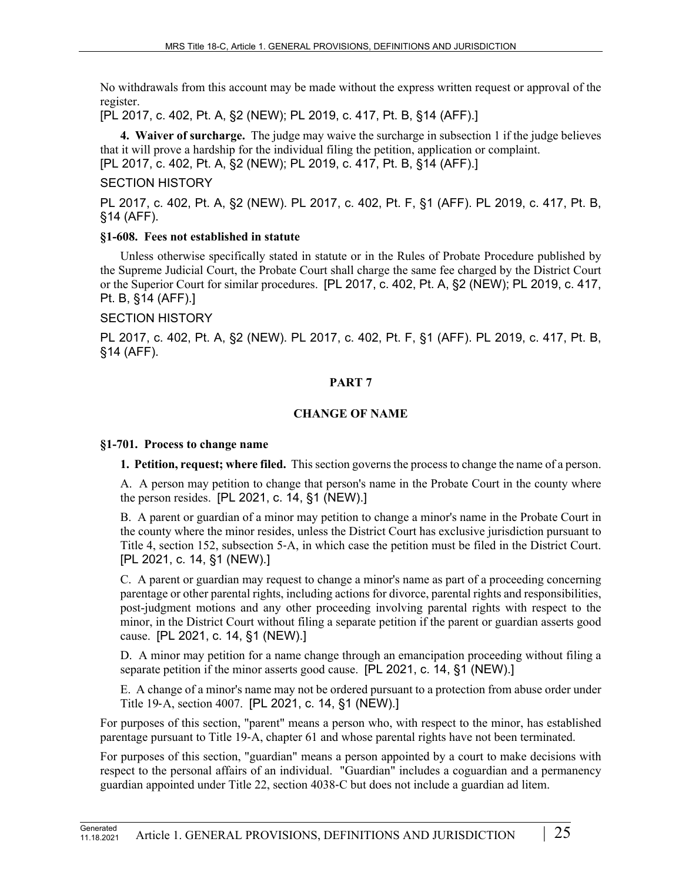No withdrawals from this account may be made without the express written request or approval of the register.

[PL 2017, c. 402, Pt. A, §2 (NEW); PL 2019, c. 417, Pt. B, §14 (AFF).]

**4. Waiver of surcharge.** The judge may waive the surcharge in subsection 1 if the judge believes that it will prove a hardship for the individual filing the petition, application or complaint.

[PL 2017, c. 402, Pt. A, §2 (NEW); PL 2019, c. 417, Pt. B, §14 (AFF).]

SECTION HISTORY

PL 2017, c. 402, Pt. A, §2 (NEW). PL 2017, c. 402, Pt. F, §1 (AFF). PL 2019, c. 417, Pt. B, §14 (AFF).

### §1-608. Fees not established in statute

Unless otherwise specifically stated in statute or in the Rules of Probate Procedure published by the Supreme Judicial Court, the Probate Court shall charge the same fee charged by the District Court or the Superior Court for similar procedures. [PL 2017, c. 402, Pt. A, §2 (NEW); PL 2019, c. 417, Pt. B, §14 (AFF).]

SECTION HISTORY

PL 2017, c. 402, Pt. A, §2 (NEW). PL 2017, c. 402, Pt. F, §1 (AFF). PL 2019, c. 417, Pt. B, §14 (AFF).

## PART 7

## CHANGE OF NAME

### §1-701. Process to change name

**1. Petition, request; where filed.** This section governs the process to change the name of a person.

A. A person may petition to change that person's name in the Probate Court in the county where the person resides. [PL 2021, c. 14, §1 (NEW).]

B. A parent or guardian of a minor may petition to change a minor's name in the Probate Court in the county where the minor resides, unless the District Court has exclusive jurisdiction pursuant to Title 4, section 152, subsection 5-A, in which case the petition must be filed in the District Court. [PL 2021, c. 14, §1 (NEW).]

C. A parent or guardian may request to change a minor's name as part of a proceeding concerning parentage or other parental rights, including actions for divorce, parental rights and responsibilities, post-judgment motions and any other proceeding involving parental rights with respect to the minor, in the District Court without filing a separate petition if the parent or guardian asserts good cause. [PL 2021, c. 14, §1 (NEW).]

D. A minor may petition for a name change through an emancipation proceeding without filing a separate petition if the minor asserts good cause. [PL 2021, c. 14, §1 (NEW).]

E. A change of a minor's name may not be ordered pursuant to a protection from abuse order under Title 19-A, section 4007. [PL 2021, c. 14, §1 (NEW).]

For purposes of this section, "parent" means a person who, with respect to the minor, has established parentage pursuant to Title 19-A, chapter 61 and whose parental rights have not been terminated.

For purposes of this section, "guardian" means a person appointed by a court to make decisions with respect to the personal affairs of an individual. "Guardian" includes a coguardian and a permanency guardian appointed under Title 22, section 4038-C but does not include a guardian ad litem.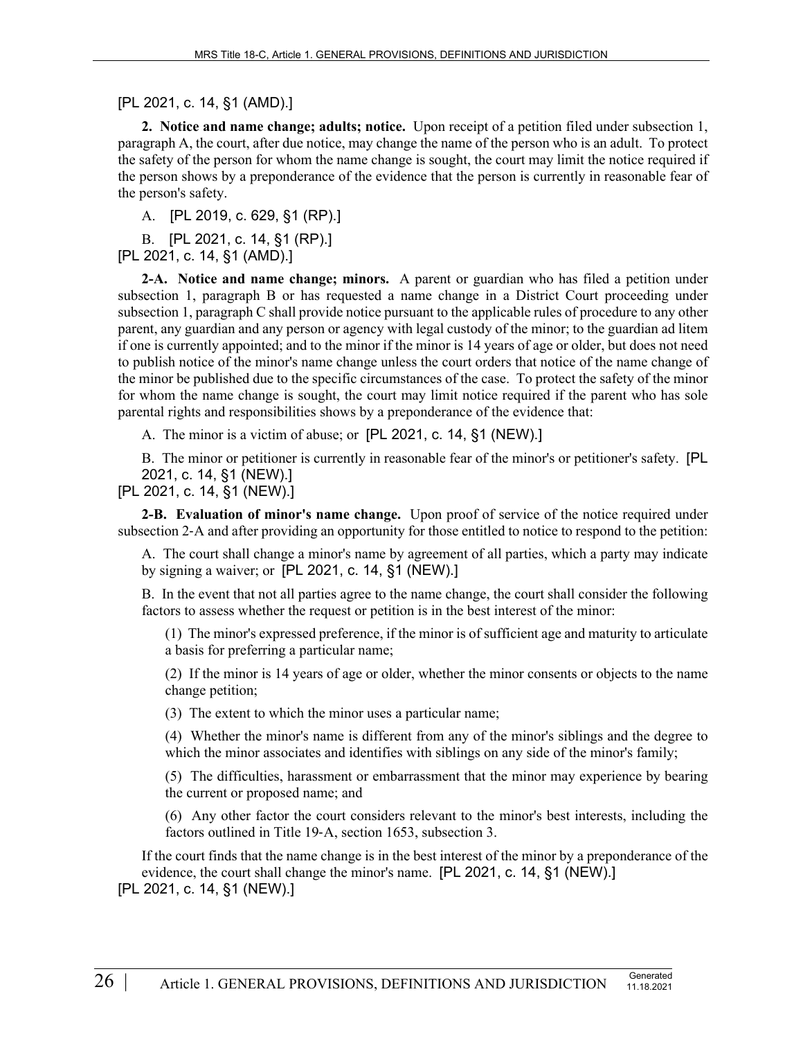[PL 2021, c. 14, §1 (AMD).]

**2. Notice and name change; adults; notice.** Upon receipt of a petition filed under subsection 1, paragraph A, the court, after due notice, may change the name of the person who is an adult. To protect the safety of the person for whom the name change is sought, the court may limit the notice required if the person shows by a preponderance of the evidence that the person is currently in reasonable fear of the person's safety.

A. [PL 2019, c. 629, §1 (RP).]

B. [PL 2021, c. 14, §1 (RP).]

[PL 2021, c. 14, §1 (AMD).]

**2-A. Notice and name change; minors.** A parent or guardian who has filed a petition under subsection 1, paragraph B or has requested a name change in a District Court proceeding under subsection 1, paragraph C shall provide notice pursuant to the applicable rules of procedure to any other parent, any guardian and any person or agency with legal custody of the minor; to the guardian ad litem if one is currently appointed; and to the minor if the minor is 14 years of age or older, but does not need to publish notice of the minor's name change unless the court orders that notice of the name change of the minor be published due to the specific circumstances of the case. To protect the safety of the minor for whom the name change is sought, the court may limit notice required if the parent who has sole parental rights and responsibilities shows by a preponderance of the evidence that:

A. The minor is a victim of abuse; or [PL 2021, c. 14, §1 (NEW).]

B. The minor or petitioner is currently in reasonable fear of the minor's or petitioner's safety. [PL 2021, c. 14, §1 (NEW).]

[PL 2021, c. 14, §1 (NEW).]

**2-B. Evaluation of minor's name change.** Upon proof of service of the notice required under subsection 2-A and after providing an opportunity for those entitled to notice to respond to the petition:

A. The court shall change a minor's name by agreement of all parties, which a party may indicate by signing a waiver; or [PL 2021, c. 14, §1 (NEW).]

B. In the event that not all parties agree to the name change, the court shall consider the following factors to assess whether the request or petition is in the best interest of the minor:

(1) The minor's expressed preference, if the minor is of sufficient age and maturity to articulate a basis for preferring a particular name;

(2) If the minor is 14 years of age or older, whether the minor consents or objects to the name change petition;

(3) The extent to which the minor uses a particular name;

(4) Whether the minor's name is different from any of the minor's siblings and the degree to which the minor associates and identifies with siblings on any side of the minor's family;

(5) The difficulties, harassment or embarrassment that the minor may experience by bearing the current or proposed name; and

(6) Any other factor the court considers relevant to the minor's best interests, including the factors outlined in Title 19-A, section 1653, subsection 3.

If the court finds that the name change is in the best interest of the minor by a preponderance of the evidence, the court shall change the minor's name. [PL 2021, c. 14, §1 (NEW).]

[PL 2021, c. 14, §1 (NEW).]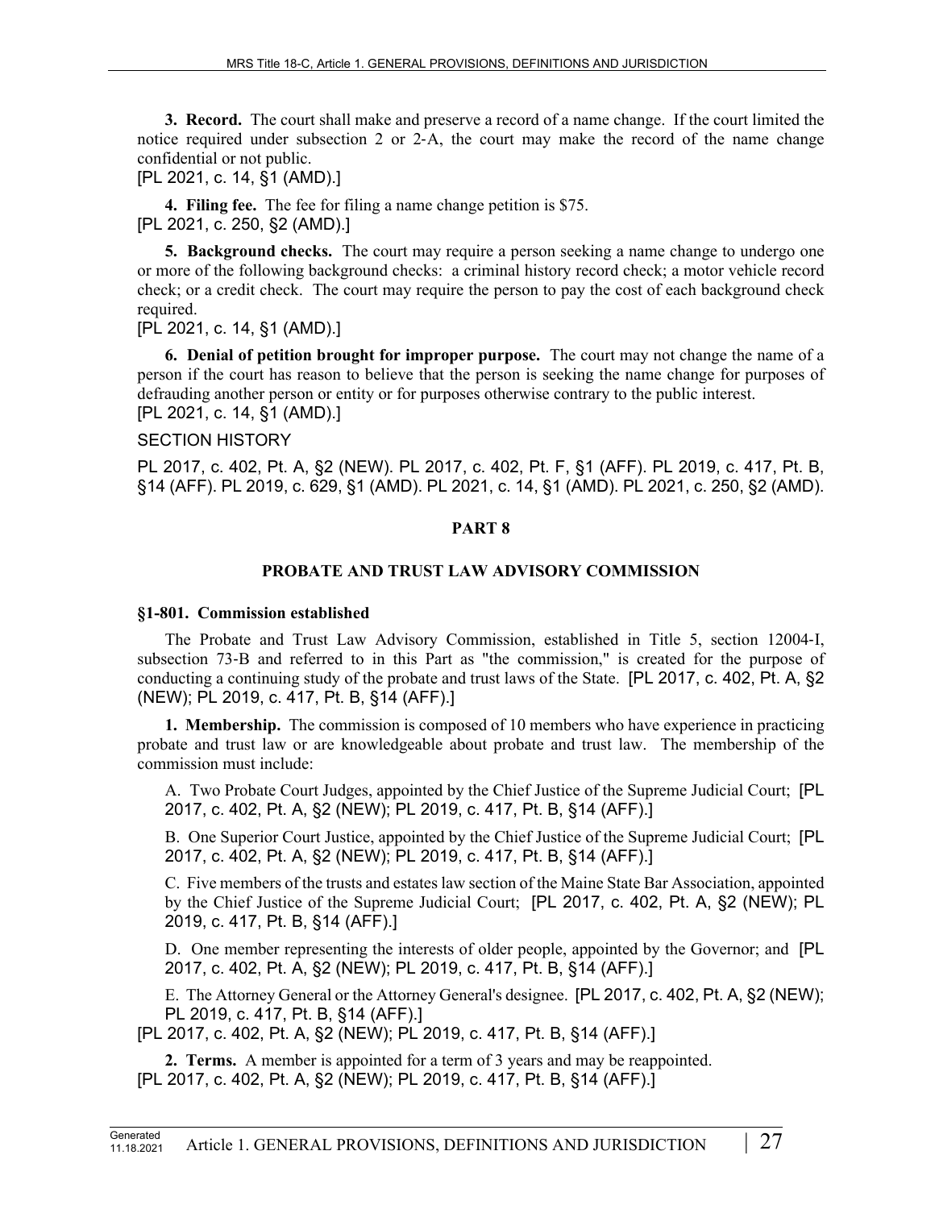**3. Record.** The court shall make and preserve a record of a name change. If the court limited the notice required under subsection 2 or 2-A, the court may make the record of the name change confidential or not public.
[PL 2021, c. 14, §1 (AMD).]

**4. Filing fee.** The fee for filing a name change petition is $75.
[PL 2021, c. 250, §2 (AMD).]

**5. Background checks.** The court may require a person seeking a name change to undergo one or more of the following background checks: a criminal history record check; a motor vehicle record check; or a credit check. The court may require the person to pay the cost of each background check required.
[PL 2021, c. 14, §1 (AMD).]

**6. Denial of petition brought for improper purpose.** The court may not change the name of a person if the court has reason to believe that the person is seeking the name change for purposes of defrauding another person or entity or for purposes otherwise contrary to the public interest.
[PL 2021, c. 14, §1 (AMD).]

SECTION HISTORY

PL 2017, c. 402, Pt. A, §2 (NEW). PL 2017, c. 402, Pt. F, §1 (AFF). PL 2019, c. 417, Pt. B, §14 (AFF). PL 2019, c. 629, §1 (AMD). PL 2021, c. 14, §1 (AMD). PL 2021, c. 250, §2 (AMD).

## PART 8

## PROBATE AND TRUST LAW ADVISORY COMMISSION

### §1-801. Commission established

The Probate and Trust Law Advisory Commission, established in Title 5, section 12004-I, subsection 73-B and referred to in this Part as "the commission," is created for the purpose of conducting a continuing study of the probate and trust laws of the State. [PL 2017, c. 402, Pt. A, §2 (NEW); PL 2019, c. 417, Pt. B, §14 (AFF).]

**1. Membership.** The commission is composed of 10 members who have experience in practicing probate and trust law or are knowledgeable about probate and trust law. The membership of the commission must include:

A. Two Probate Court Judges, appointed by the Chief Justice of the Supreme Judicial Court; [PL 2017, c. 402, Pt. A, §2 (NEW); PL 2019, c. 417, Pt. B, §14 (AFF).]

B. One Superior Court Justice, appointed by the Chief Justice of the Supreme Judicial Court; [PL 2017, c. 402, Pt. A, §2 (NEW); PL 2019, c. 417, Pt. B, §14 (AFF).]

C. Five members of the trusts and estates law section of the Maine State Bar Association, appointed by the Chief Justice of the Supreme Judicial Court; [PL 2017, c. 402, Pt. A, §2 (NEW); PL 2019, c. 417, Pt. B, §14 (AFF).]

D. One member representing the interests of older people, appointed by the Governor; and [PL 2017, c. 402, Pt. A, §2 (NEW); PL 2019, c. 417, Pt. B, §14 (AFF).]

E. The Attorney General or the Attorney General's designee. [PL 2017, c. 402, Pt. A, §2 (NEW); PL 2019, c. 417, Pt. B, §14 (AFF).]

[PL 2017, c. 402, Pt. A, §2 (NEW); PL 2019, c. 417, Pt. B, §14 (AFF).]

**2. Terms.** A member is appointed for a term of 3 years and may be reappointed.
[PL 2017, c. 402, Pt. A, §2 (NEW); PL 2019, c. 417, Pt. B, §14 (AFF).]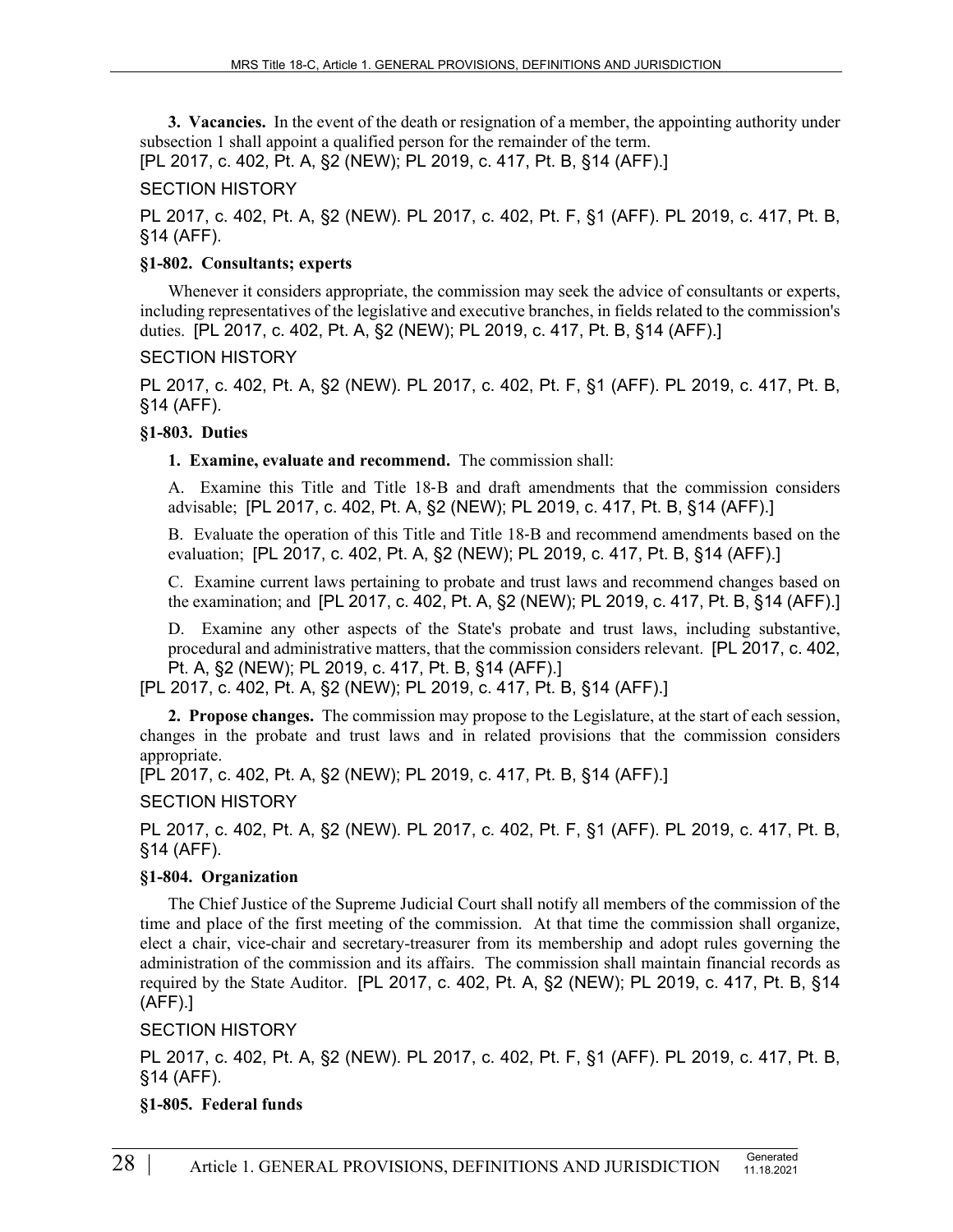**3. Vacancies.** In the event of the death or resignation of a member, the appointing authority under subsection 1 shall appoint a qualified person for the remainder of the term.
[PL 2017, c. 402, Pt. A, §2 (NEW); PL 2019, c. 417, Pt. B, §14 (AFF).]

SECTION HISTORY

PL 2017, c. 402, Pt. A, §2 (NEW). PL 2017, c. 402, Pt. F, §1 (AFF). PL 2019, c. 417, Pt. B, §14 (AFF).

### §1-802. Consultants; experts

Whenever it considers appropriate, the commission may seek the advice of consultants or experts, including representatives of the legislative and executive branches, in fields related to the commission's duties. [PL 2017, c. 402, Pt. A, §2 (NEW); PL 2019, c. 417, Pt. B, §14 (AFF).]

SECTION HISTORY

PL 2017, c. 402, Pt. A, §2 (NEW). PL 2017, c. 402, Pt. F, §1 (AFF). PL 2019, c. 417, Pt. B, §14 (AFF).

### §1-803. Duties

**1. Examine, evaluate and recommend.** The commission shall:

A. Examine this Title and Title 18-B and draft amendments that the commission considers advisable; [PL 2017, c. 402, Pt. A, §2 (NEW); PL 2019, c. 417, Pt. B, §14 (AFF).]

B. Evaluate the operation of this Title and Title 18-B and recommend amendments based on the evaluation; [PL 2017, c. 402, Pt. A, §2 (NEW); PL 2019, c. 417, Pt. B, §14 (AFF).]

C. Examine current laws pertaining to probate and trust laws and recommend changes based on the examination; and [PL 2017, c. 402, Pt. A, §2 (NEW); PL 2019, c. 417, Pt. B, §14 (AFF).]

D. Examine any other aspects of the State's probate and trust laws, including substantive, procedural and administrative matters, that the commission considers relevant. [PL 2017, c. 402, Pt. A, §2 (NEW); PL 2019, c. 417, Pt. B, §14 (AFF).]

[PL 2017, c. 402, Pt. A, §2 (NEW); PL 2019, c. 417, Pt. B, §14 (AFF).]

**2. Propose changes.** The commission may propose to the Legislature, at the start of each session, changes in the probate and trust laws and in related provisions that the commission considers appropriate.
[PL 2017, c. 402, Pt. A, §2 (NEW); PL 2019, c. 417, Pt. B, §14 (AFF).]

SECTION HISTORY

PL 2017, c. 402, Pt. A, §2 (NEW). PL 2017, c. 402, Pt. F, §1 (AFF). PL 2019, c. 417, Pt. B, §14 (AFF).

### §1-804. Organization

The Chief Justice of the Supreme Judicial Court shall notify all members of the commission of the time and place of the first meeting of the commission. At that time the commission shall organize, elect a chair, vice-chair and secretary-treasurer from its membership and adopt rules governing the administration of the commission and its affairs. The commission shall maintain financial records as required by the State Auditor. [PL 2017, c. 402, Pt. A, §2 (NEW); PL 2019, c. 417, Pt. B, §14 (AFF).]

SECTION HISTORY

PL 2017, c. 402, Pt. A, §2 (NEW). PL 2017, c. 402, Pt. F, §1 (AFF). PL 2019, c. 417, Pt. B, §14 (AFF).

### §1-805. Federal funds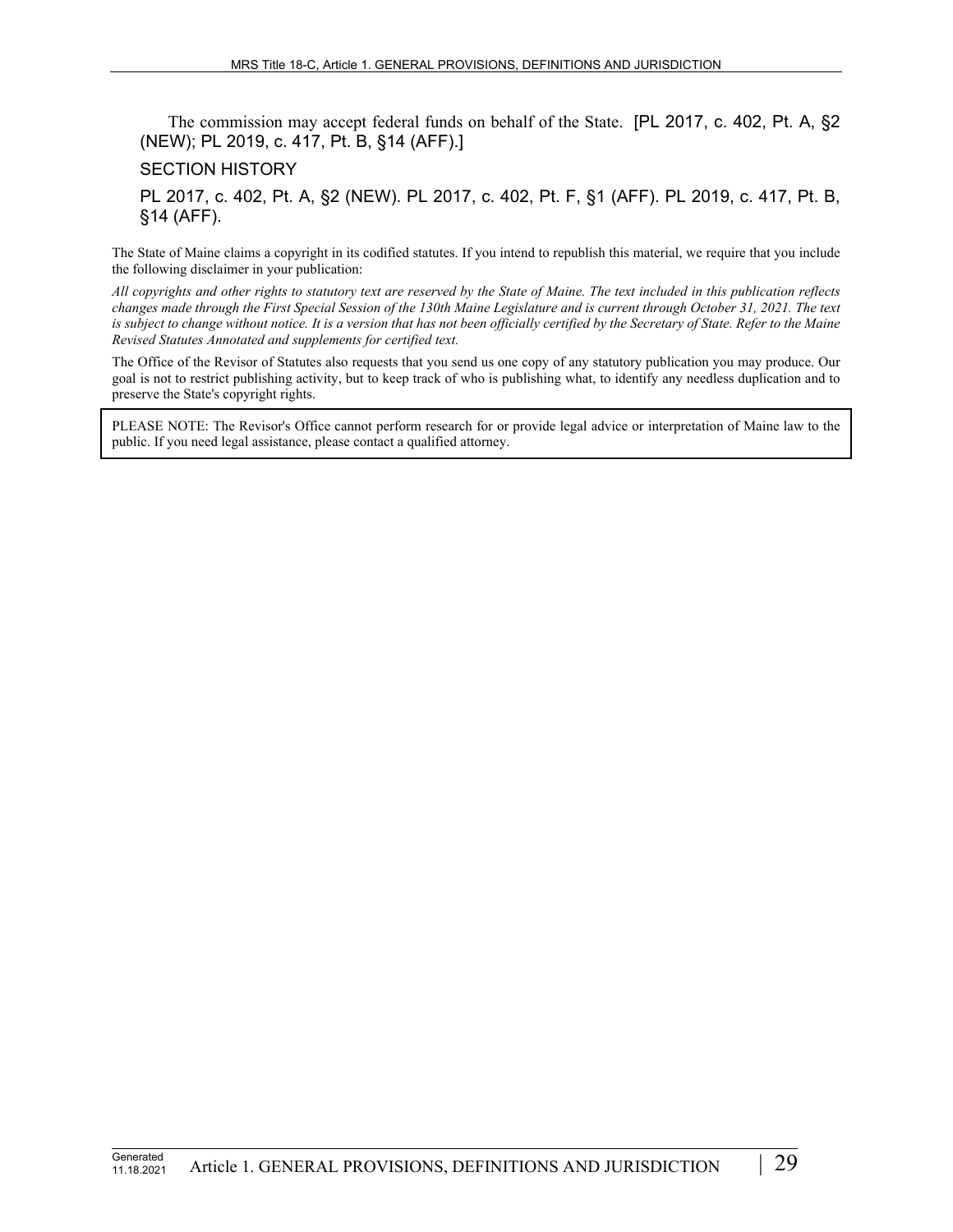The commission may accept federal funds on behalf of the State. [PL 2017, c. 402, Pt. A, §2 (NEW); PL 2019, c. 417, Pt. B, §14 (AFF).]

SECTION HISTORY

PL 2017, c. 402, Pt. A, §2 (NEW). PL 2017, c. 402, Pt. F, §1 (AFF). PL 2019, c. 417, Pt. B, §14 (AFF).

The State of Maine claims a copyright in its codified statutes. If you intend to republish this material, we require that you include the following disclaimer in your publication:

*All copyrights and other rights to statutory text are reserved by the State of Maine. The text included in this publication reflects changes made through the First Special Session of the 130th Maine Legislature and is current through October 31, 2021. The text is subject to change without notice. It is a version that has not been officially certified by the Secretary of State. Refer to the Maine Revised Statutes Annotated and supplements for certified text.*

The Office of the Revisor of Statutes also requests that you send us one copy of any statutory publication you may produce. Our goal is not to restrict publishing activity, but to keep track of who is publishing what, to identify any needless duplication and to preserve the State's copyright rights.

PLEASE NOTE: The Revisor's Office cannot perform research for or provide legal advice or interpretation of Maine law to the public. If you need legal assistance, please contact a qualified attorney.